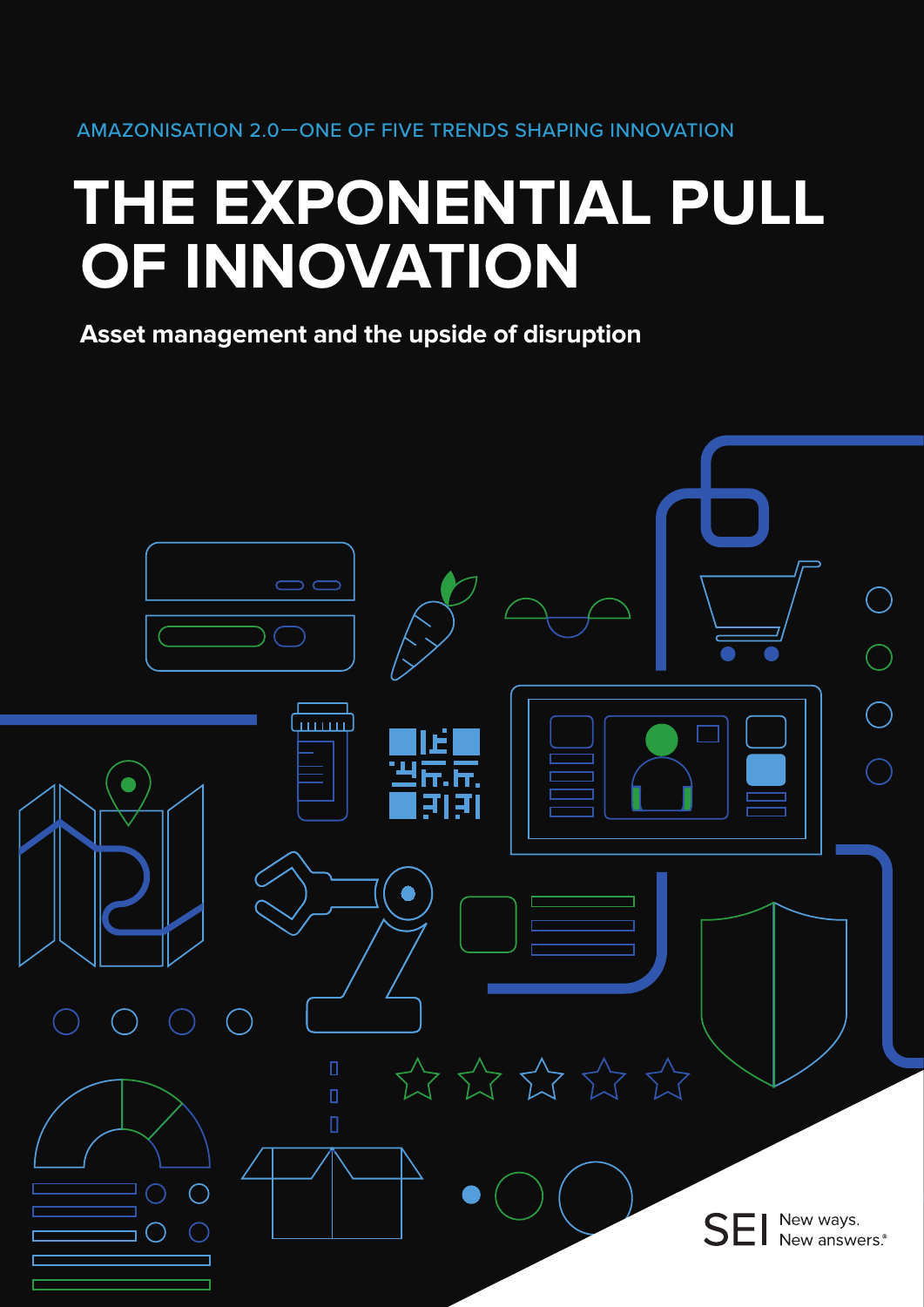AMAZONISATION 2.0—ONE OF FIVE TRENDS SHAPING INNOVATION

# THE EXPONENTIAL PULL OF INNOVATION

**Asset management and the upside of disruption**

SEI New ways. New answers.®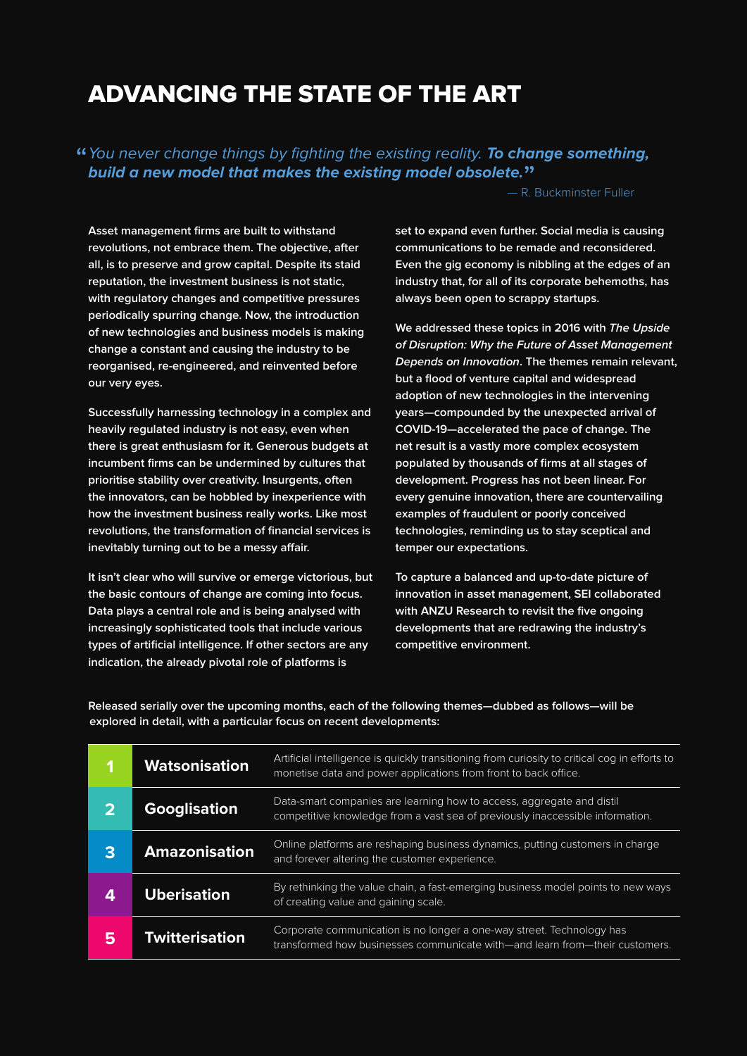# ADVANCING THE STATE OF THE ART

> "*You never change things by fighting the existing reality.* ***To change something, build a new model that makes the existing model obsolete.***"
>
> — R. Buckminster Fuller

Asset management firms are built to withstand revolutions, not embrace them. The objective, after all, is to preserve and grow capital. Despite its staid reputation, the investment business is not static, with regulatory changes and competitive pressures periodically spurring change. Now, the introduction of new technologies and business models is making change a constant and causing the industry to be reorganised, re-engineered, and reinvented before our very eyes.

Successfully harnessing technology in a complex and heavily regulated industry is not easy, even when there is great enthusiasm for it. Generous budgets at incumbent firms can be undermined by cultures that prioritise stability over creativity. Insurgents, often the innovators, can be hobbled by inexperience with how the investment business really works. Like most revolutions, the transformation of financial services is inevitably turning out to be a messy affair.

It isn't clear who will survive or emerge victorious, but the basic contours of change are coming into focus. Data plays a central role and is being analysed with increasingly sophisticated tools that include various types of artificial intelligence. If other sectors are any indication, the already pivotal role of platforms is set to expand even further. Social media is causing communications to be remade and reconsidered. Even the gig economy is nibbling at the edges of an industry that, for all of its corporate behemoths, has always been open to scrappy startups.

We addressed these topics in 2016 with *The Upside of Disruption: Why the Future of Asset Management Depends on Innovation*. The themes remain relevant, but a flood of venture capital and widespread adoption of new technologies in the intervening years—compounded by the unexpected arrival of COVID-19—accelerated the pace of change. The net result is a vastly more complex ecosystem populated by thousands of firms at all stages of development. Progress has not been linear. For every genuine innovation, there are countervailing examples of fraudulent or poorly conceived technologies, reminding us to stay sceptical and temper our expectations.

To capture a balanced and up-to-date picture of innovation in asset management, SEI collaborated with ANZU Research to revisit the five ongoing developments that are redrawing the industry's competitive environment.

Released serially over the upcoming months, each of the following themes—dubbed as follows—will be explored in detail, with a particular focus on recent developments:

| # | Theme | Description |
|---|---|---|
| 1 | **Watsonisation** | Artificial intelligence is quickly transitioning from curiosity to critical cog in efforts to monetise data and power applications from front to back office. |
| 2 | **Googlisation** | Data-smart companies are learning how to access, aggregate and distil competitive knowledge from a vast sea of previously inaccessible information. |
| 3 | **Amazonisation** | Online platforms are reshaping business dynamics, putting customers in charge and forever altering the customer experience. |
| 4 | **Uberisation** | By rethinking the value chain, a fast-emerging business model points to new ways of creating value and gaining scale. |
| 5 | **Twitterisation** | Corporate communication is no longer a one-way street. Technology has transformed how businesses communicate with—and learn from—their customers. |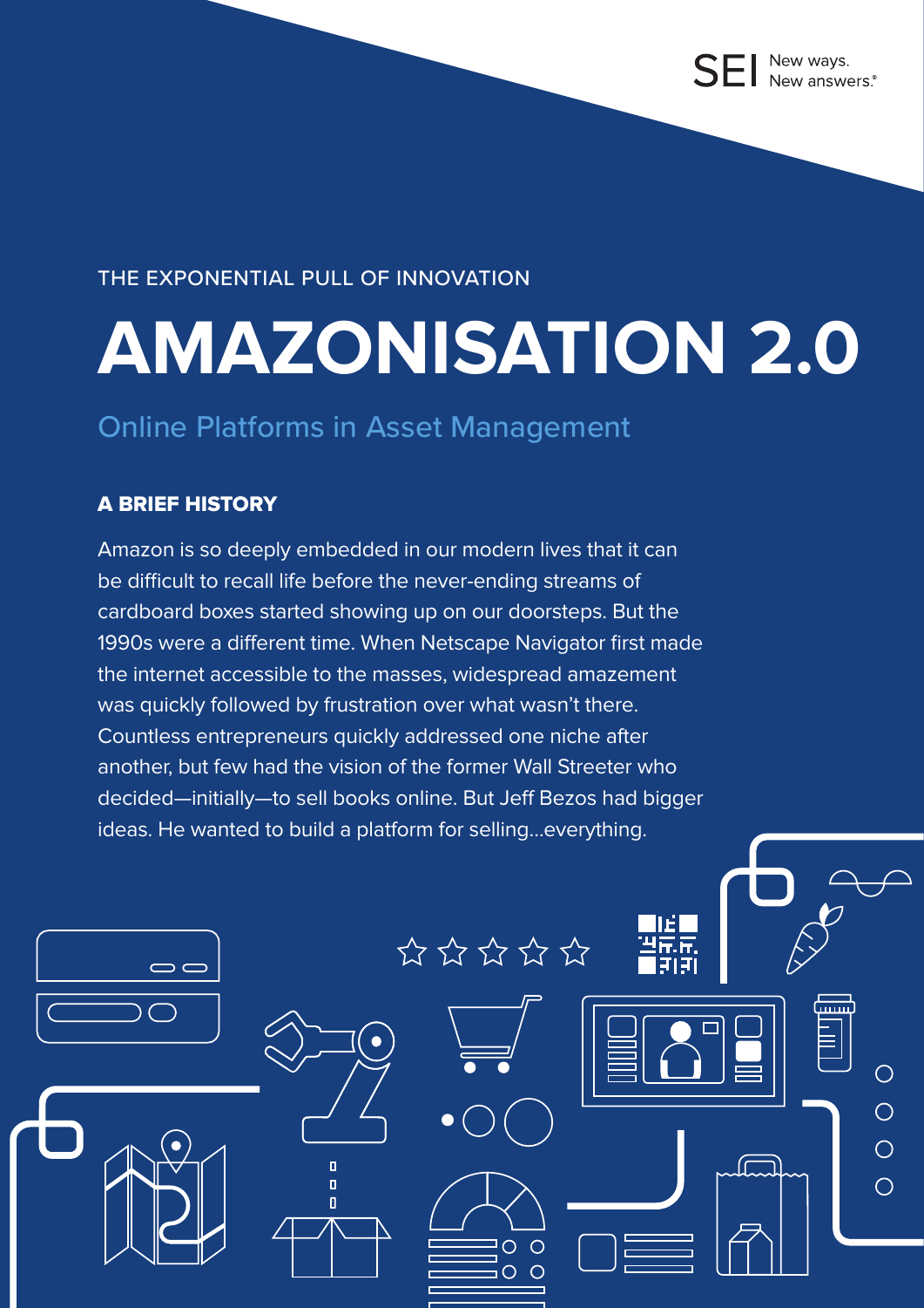THE EXPONENTIAL PULL OF INNOVATION

# AMAZONISATION 2.0

## Online Platforms in Asset Management

### A BRIEF HISTORY

Amazon is so deeply embedded in our modern lives that it can be difficult to recall life before the never-ending streams of cardboard boxes started showing up on our doorsteps. But the 1990s were a different time. When Netscape Navigator first made the internet accessible to the masses, widespread amazement was quickly followed by frustration over what wasn't there. Countless entrepreneurs quickly addressed one niche after another, but few had the vision of the former Wall Streeter who decided—initially—to sell books online. But Jeff Bezos had bigger ideas. He wanted to build a platform for selling...everything.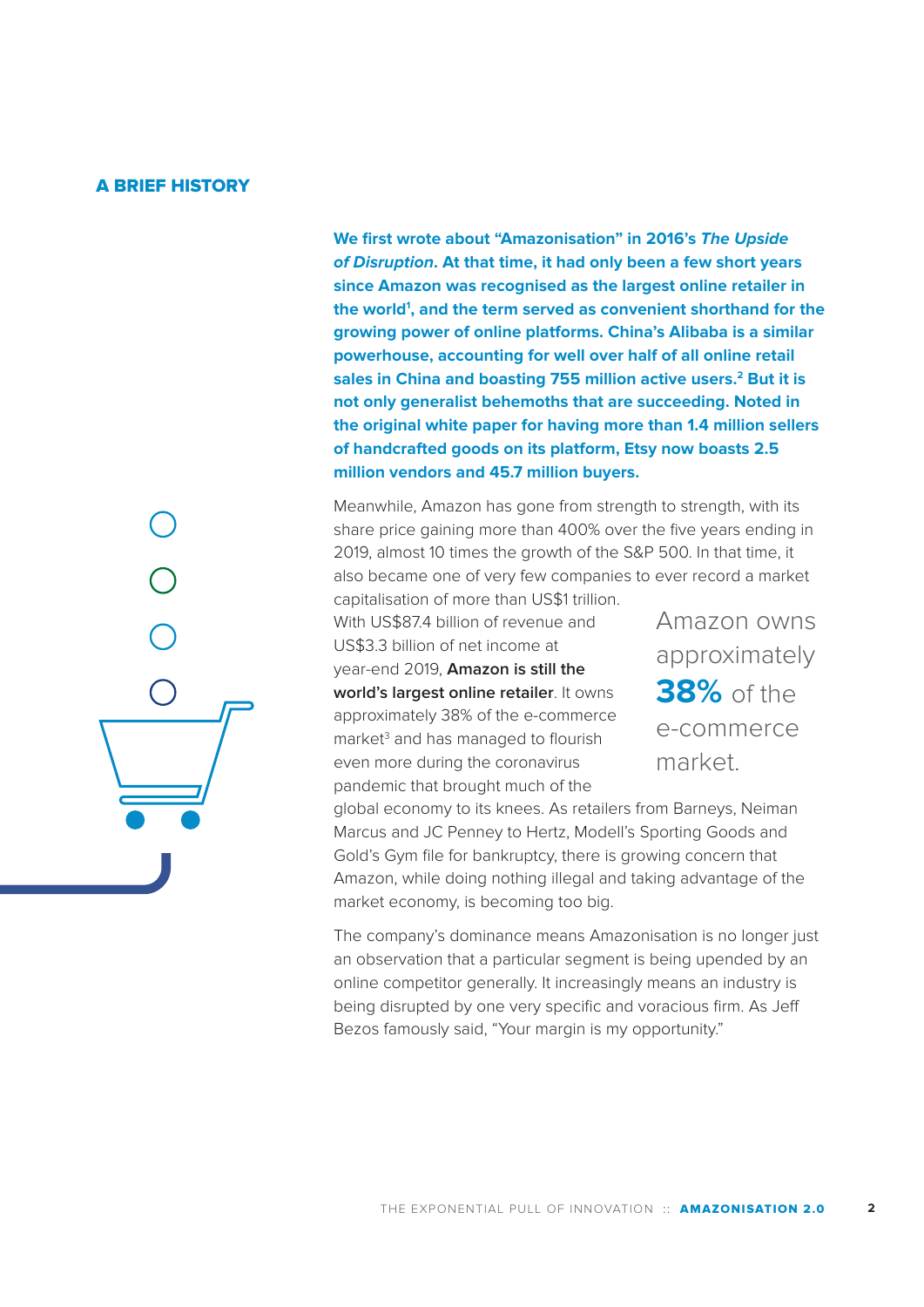## A BRIEF HISTORY

**We first wrote about "Amazonisation" in 2016's *The Upside of Disruption*. At that time, it had only been a few short years since Amazon was recognised as the largest online retailer in the world[1], and the term served as convenient shorthand for the growing power of online platforms. China's Alibaba is a similar powerhouse, accounting for well over half of all online retail sales in China and boasting 755 million active users.[2] But it is not only generalist behemoths that are succeeding. Noted in the original white paper for having more than 1.4 million sellers of handcrafted goods on its platform, Etsy now boasts 2.5 million vendors and 45.7 million buyers.**

Meanwhile, Amazon has gone from strength to strength, with its share price gaining more than 400% over the five years ending in 2019, almost 10 times the growth of the S&P 500. In that time, it also became one of very few companies to ever record a market capitalisation of more than US$1 trillion. With US$87.4 billion of revenue and US$3.3 billion of net income at year-end 2019, **Amazon is still the world's largest online retailer**. It owns approximately 38% of the e-commerce market[3] and has managed to flourish even more during the coronavirus pandemic that brought much of the global economy to its knees. As retailers from Barneys, Neiman Marcus and JC Penney to Hertz, Modell's Sporting Goods and Gold's Gym file for bankruptcy, there is growing concern that Amazon, while doing nothing illegal and taking advantage of the market economy, is becoming too big.

> Amazon owns approximately **38%** of the e-commerce market.

The company's dominance means Amazonisation is no longer just an observation that a particular segment is being upended by an online competitor generally. It increasingly means an industry is being disrupted by one very specific and voracious firm. As Jeff Bezos famously said, "Your margin is my opportunity."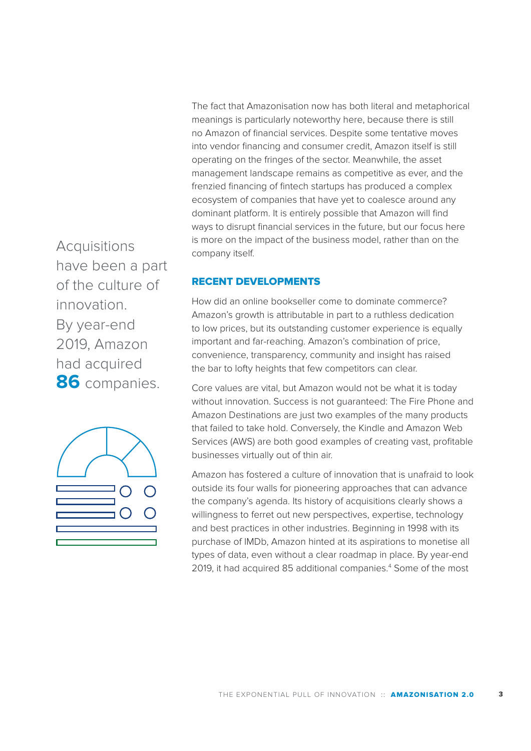The fact that Amazonisation now has both literal and metaphorical meanings is particularly noteworthy here, because there is still no Amazon of financial services. Despite some tentative moves into vendor financing and consumer credit, Amazon itself is still operating on the fringes of the sector. Meanwhile, the asset management landscape remains as competitive as ever, and the frenzied financing of fintech startups has produced a complex ecosystem of companies that have yet to coalesce around any dominant platform. It is entirely possible that Amazon will find ways to disrupt financial services in the future, but our focus here is more on the impact of the business model, rather than on the company itself.

Acquisitions have been a part of the culture of innovation. By year-end 2019, Amazon had acquired **86** companies.

## RECENT DEVELOPMENTS

How did an online bookseller come to dominate commerce? Amazon's growth is attributable in part to a ruthless dedication to low prices, but its outstanding customer experience is equally important and far-reaching. Amazon's combination of price, convenience, transparency, community and insight has raised the bar to lofty heights that few competitors can clear.

Core values are vital, but Amazon would not be what it is today without innovation. Success is not guaranteed: The Fire Phone and Amazon Destinations are just two examples of the many products that failed to take hold. Conversely, the Kindle and Amazon Web Services (AWS) are both good examples of creating vast, profitable businesses virtually out of thin air.

Amazon has fostered a culture of innovation that is unafraid to look outside its four walls for pioneering approaches that can advance the company's agenda. Its history of acquisitions clearly shows a willingness to ferret out new perspectives, expertise, technology and best practices in other industries. Beginning in 1998 with its purchase of IMDb, Amazon hinted at its aspirations to monetise all types of data, even without a clear roadmap in place. By year-end 2019, it had acquired 85 additional companies.[4] Some of the most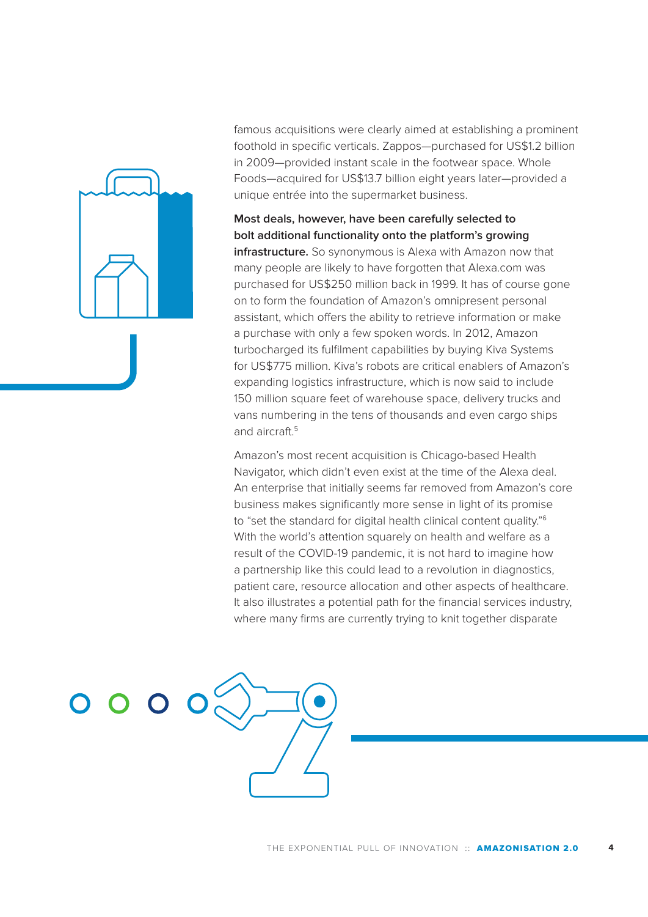famous acquisitions were clearly aimed at establishing a prominent foothold in specific verticals. Zappos—purchased for US$1.2 billion in 2009—provided instant scale in the footwear space. Whole Foods—acquired for US$13.7 billion eight years later—provided a unique entrée into the supermarket business.

**Most deals, however, have been carefully selected to bolt additional functionality onto the platform's growing infrastructure.** So synonymous is Alexa with Amazon now that many people are likely to have forgotten that Alexa.com was purchased for US$250 million back in 1999. It has of course gone on to form the foundation of Amazon's omnipresent personal assistant, which offers the ability to retrieve information or make a purchase with only a few spoken words. In 2012, Amazon turbocharged its fulfilment capabilities by buying Kiva Systems for US$775 million. Kiva's robots are critical enablers of Amazon's expanding logistics infrastructure, which is now said to include 150 million square feet of warehouse space, delivery trucks and vans numbering in the tens of thousands and even cargo ships and aircraft.[5]

Amazon's most recent acquisition is Chicago-based Health Navigator, which didn't even exist at the time of the Alexa deal. An enterprise that initially seems far removed from Amazon's core business makes significantly more sense in light of its promise to "set the standard for digital health clinical content quality."[6] With the world's attention squarely on health and welfare as a result of the COVID-19 pandemic, it is not hard to imagine how a partnership like this could lead to a revolution in diagnostics, patient care, resource allocation and other aspects of healthcare. It also illustrates a potential path for the financial services industry, where many firms are currently trying to knit together disparate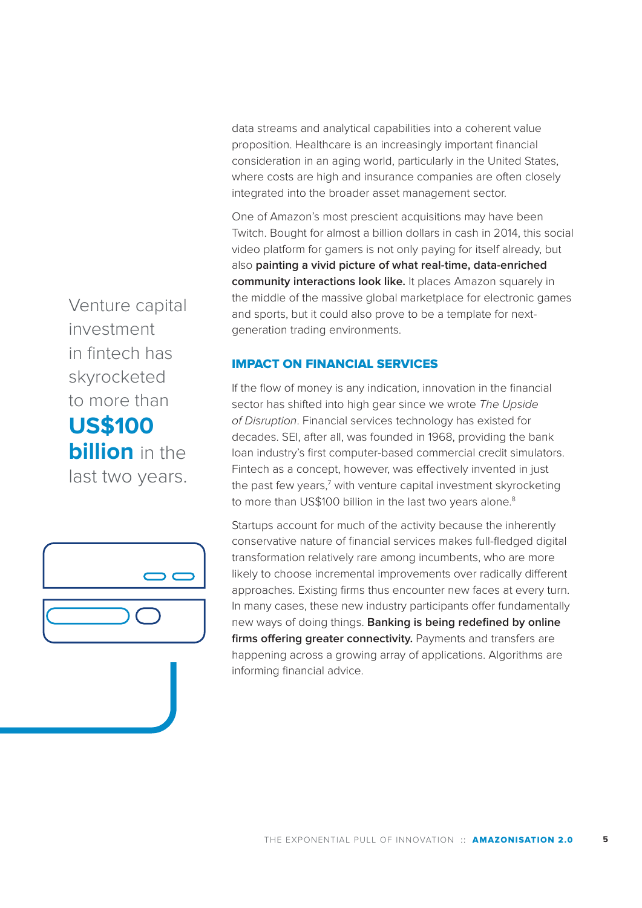data streams and analytical capabilities into a coherent value proposition. Healthcare is an increasingly important financial consideration in an aging world, particularly in the United States, where costs are high and insurance companies are often closely integrated into the broader asset management sector.

One of Amazon's most prescient acquisitions may have been Twitch. Bought for almost a billion dollars in cash in 2014, this social video platform for gamers is not only paying for itself already, but also **painting a vivid picture of what real-time, data-enriched community interactions look like.** It places Amazon squarely in the middle of the massive global marketplace for electronic games and sports, but it could also prove to be a template for next-generation trading environments.

Venture capital investment in fintech has skyrocketed to more than **US$100 billion** in the last two years.

## IMPACT ON FINANCIAL SERVICES

If the flow of money is any indication, innovation in the financial sector has shifted into high gear since we wrote *The Upside of Disruption*. Financial services technology has existed for decades. SEI, after all, was founded in 1968, providing the bank loan industry's first computer-based commercial credit simulators. Fintech as a concept, however, was effectively invented in just the past few years,[7] with venture capital investment skyrocketing to more than US$100 billion in the last two years alone.[8]

Startups account for much of the activity because the inherently conservative nature of financial services makes full-fledged digital transformation relatively rare among incumbents, who are more likely to choose incremental improvements over radically different approaches. Existing firms thus encounter new faces at every turn. In many cases, these new industry participants offer fundamentally new ways of doing things. **Banking is being redefined by online firms offering greater connectivity.** Payments and transfers are happening across a growing array of applications. Algorithms are informing financial advice.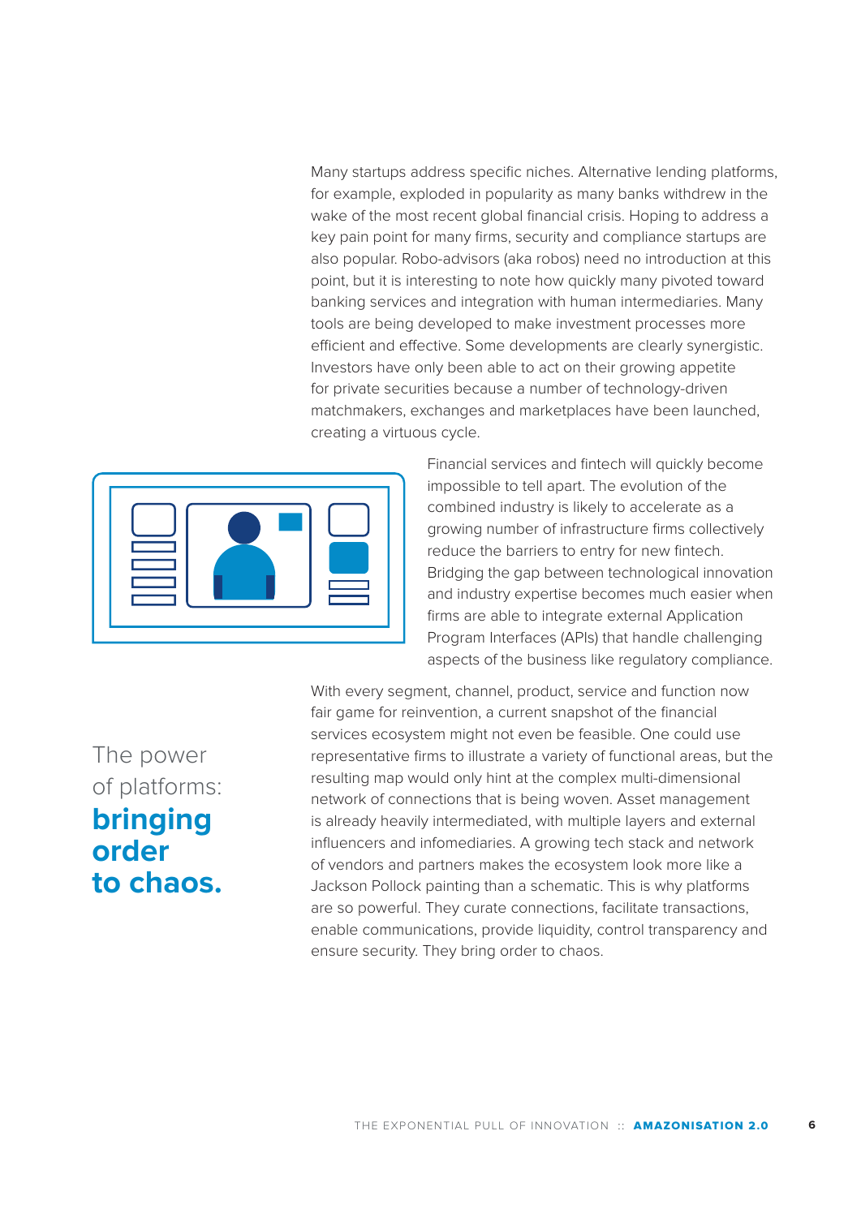Many startups address specific niches. Alternative lending platforms, for example, exploded in popularity as many banks withdrew in the wake of the most recent global financial crisis. Hoping to address a key pain point for many firms, security and compliance startups are also popular. Robo-advisors (aka robos) need no introduction at this point, but it is interesting to note how quickly many pivoted toward banking services and integration with human intermediaries. Many tools are being developed to make investment processes more efficient and effective. Some developments are clearly synergistic. Investors have only been able to act on their growing appetite for private securities because a number of technology-driven matchmakers, exchanges and marketplaces have been launched, creating a virtuous cycle.

Financial services and fintech will quickly become impossible to tell apart. The evolution of the combined industry is likely to accelerate as a growing number of infrastructure firms collectively reduce the barriers to entry for new fintech. Bridging the gap between technological innovation and industry expertise becomes much easier when firms are able to integrate external Application Program Interfaces (APIs) that handle challenging aspects of the business like regulatory compliance.

## The power of platforms: **bringing order to chaos.**

With every segment, channel, product, service and function now fair game for reinvention, a current snapshot of the financial services ecosystem might not even be feasible. One could use representative firms to illustrate a variety of functional areas, but the resulting map would only hint at the complex multi-dimensional network of connections that is being woven. Asset management is already heavily intermediated, with multiple layers and external influencers and infomediaries. A growing tech stack and network of vendors and partners makes the ecosystem look more like a Jackson Pollock painting than a schematic. This is why platforms are so powerful. They curate connections, facilitate transactions, enable communications, provide liquidity, control transparency and ensure security. They bring order to chaos.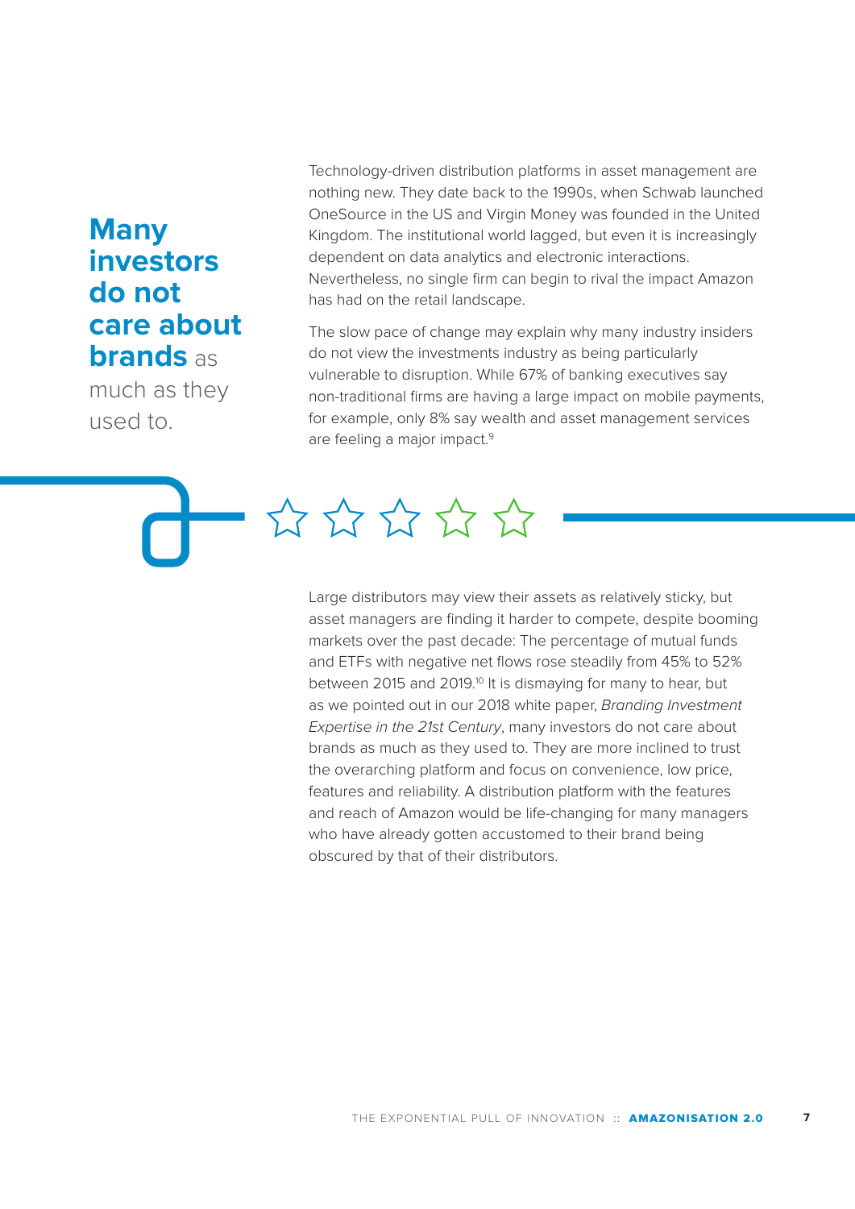**Many investors do not care about brands** as much as they used to.

Technology-driven distribution platforms in asset management are nothing new. They date back to the 1990s, when Schwab launched OneSource in the US and Virgin Money was founded in the United Kingdom. The institutional world lagged, but even it is increasingly dependent on data analytics and electronic interactions. Nevertheless, no single firm can begin to rival the impact Amazon has had on the retail landscape.

The slow pace of change may explain why many industry insiders do not view the investments industry as being particularly vulnerable to disruption. While 67% of banking executives say non-traditional firms are having a large impact on mobile payments, for example, only 8% say wealth and asset management services are feeling a major impact.[9]

Large distributors may view their assets as relatively sticky, but asset managers are finding it harder to compete, despite booming markets over the past decade: The percentage of mutual funds and ETFs with negative net flows rose steadily from 45% to 52% between 2015 and 2019.[10] It is dismaying for many to hear, but as we pointed out in our 2018 white paper, *Branding Investment Expertise in the 21st Century*, many investors do not care about brands as much as they used to. They are more inclined to trust the overarching platform and focus on convenience, low price, features and reliability. A distribution platform with the features and reach of Amazon would be life-changing for many managers who have already gotten accustomed to their brand being obscured by that of their distributors.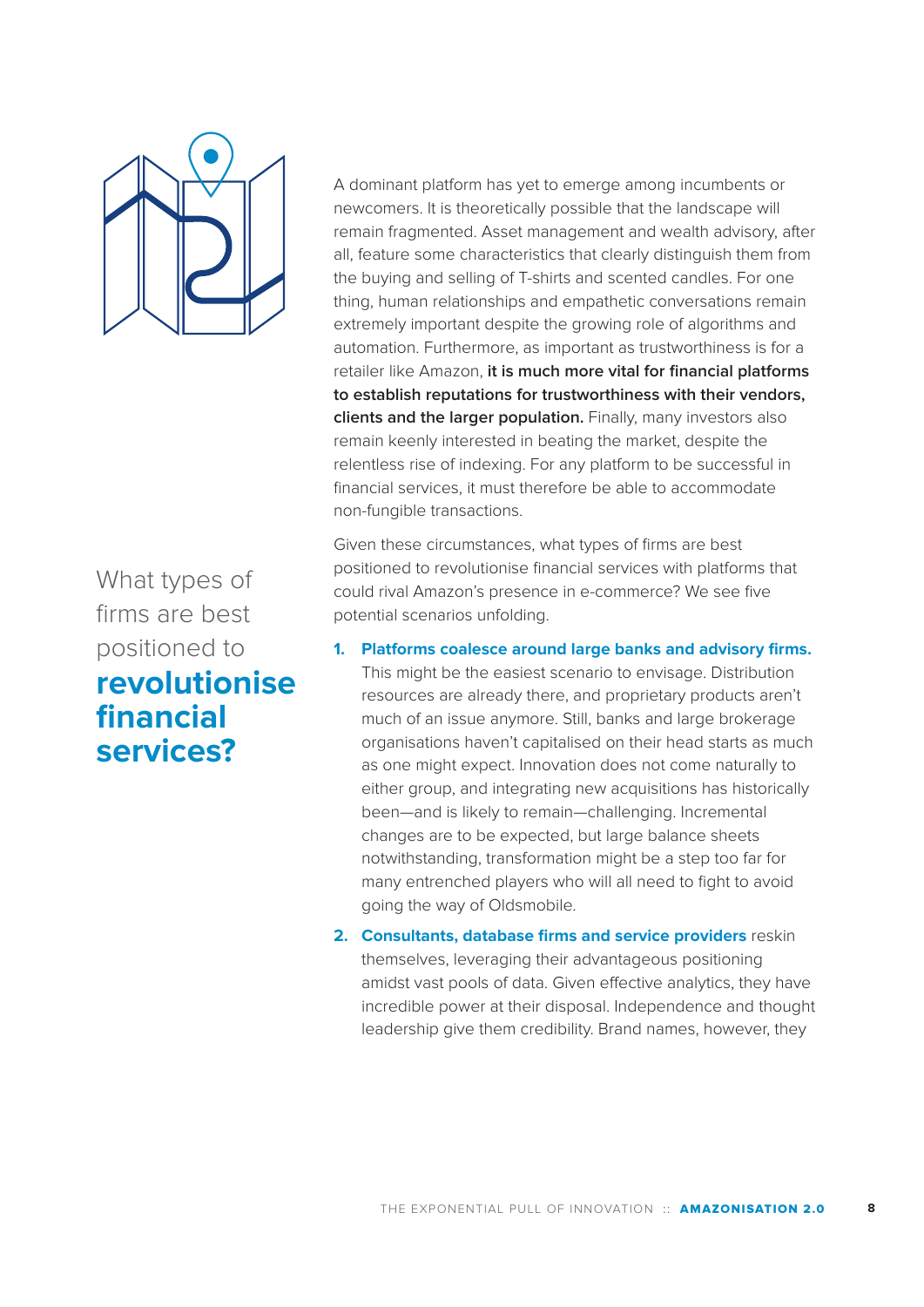A dominant platform has yet to emerge among incumbents or newcomers. It is theoretically possible that the landscape will remain fragmented. Asset management and wealth advisory, after all, feature some characteristics that clearly distinguish them from the buying and selling of T-shirts and scented candles. For one thing, human relationships and empathetic conversations remain extremely important despite the growing role of algorithms and automation. Furthermore, as important as trustworthiness is for a retailer like Amazon, **it is much more vital for financial platforms to establish reputations for trustworthiness with their vendors, clients and the larger population.** Finally, many investors also remain keenly interested in beating the market, despite the relentless rise of indexing. For any platform to be successful in financial services, it must therefore be able to accommodate non-fungible transactions.

## What types of firms are best positioned to **revolutionise financial services?**

Given these circumstances, what types of firms are best positioned to revolutionise financial services with platforms that could rival Amazon's presence in e-commerce? We see five potential scenarios unfolding.

1. **Platforms coalesce around large banks and advisory firms.** This might be the easiest scenario to envisage. Distribution resources are already there, and proprietary products aren't much of an issue anymore. Still, banks and large brokerage organisations haven't capitalised on their head starts as much as one might expect. Innovation does not come naturally to either group, and integrating new acquisitions has historically been—and is likely to remain—challenging. Incremental changes are to be expected, but large balance sheets notwithstanding, transformation might be a step too far for many entrenched players who will all need to fight to avoid going the way of Oldsmobile.
2. **Consultants, database firms and service providers** reskin themselves, leveraging their advantageous positioning amidst vast pools of data. Given effective analytics, they have incredible power at their disposal. Independence and thought leadership give them credibility. Brand names, however, they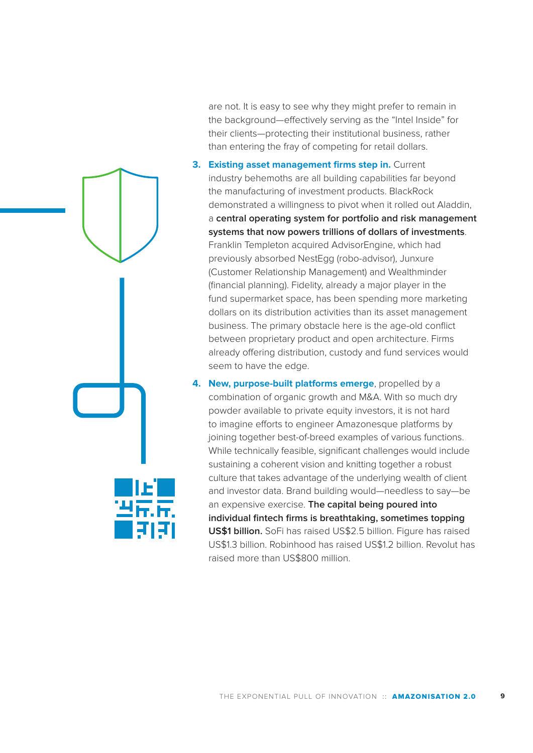are not. It is easy to see why they might prefer to remain in the background—effectively serving as the "Intel Inside" for their clients—protecting their institutional business, rather than entering the fray of competing for retail dollars.

3. **Existing asset management firms step in.** Current industry behemoths are all building capabilities far beyond the manufacturing of investment products. BlackRock demonstrated a willingness to pivot when it rolled out Aladdin, a **central operating system for portfolio and risk management systems that now powers trillions of dollars of investments**. Franklin Templeton acquired AdvisorEngine, which had previously absorbed NestEgg (robo-advisor), Junxure (Customer Relationship Management) and Wealthminder (financial planning). Fidelity, already a major player in the fund supermarket space, has been spending more marketing dollars on its distribution activities than its asset management business. The primary obstacle here is the age-old conflict between proprietary product and open architecture. Firms already offering distribution, custody and fund services would seem to have the edge.

4. **New, purpose-built platforms emerge**, propelled by a combination of organic growth and M&A. With so much dry powder available to private equity investors, it is not hard to imagine efforts to engineer Amazonesque platforms by joining together best-of-breed examples of various functions. While technically feasible, significant challenges would include sustaining a coherent vision and knitting together a robust culture that takes advantage of the underlying wealth of client and investor data. Brand building would—needless to say—be an expensive exercise. **The capital being poured into individual fintech firms is breathtaking, sometimes topping US$1 billion.** SoFi has raised US$2.5 billion. Figure has raised US$1.3 billion. Robinhood has raised US$1.2 billion. Revolut has raised more than US$800 million.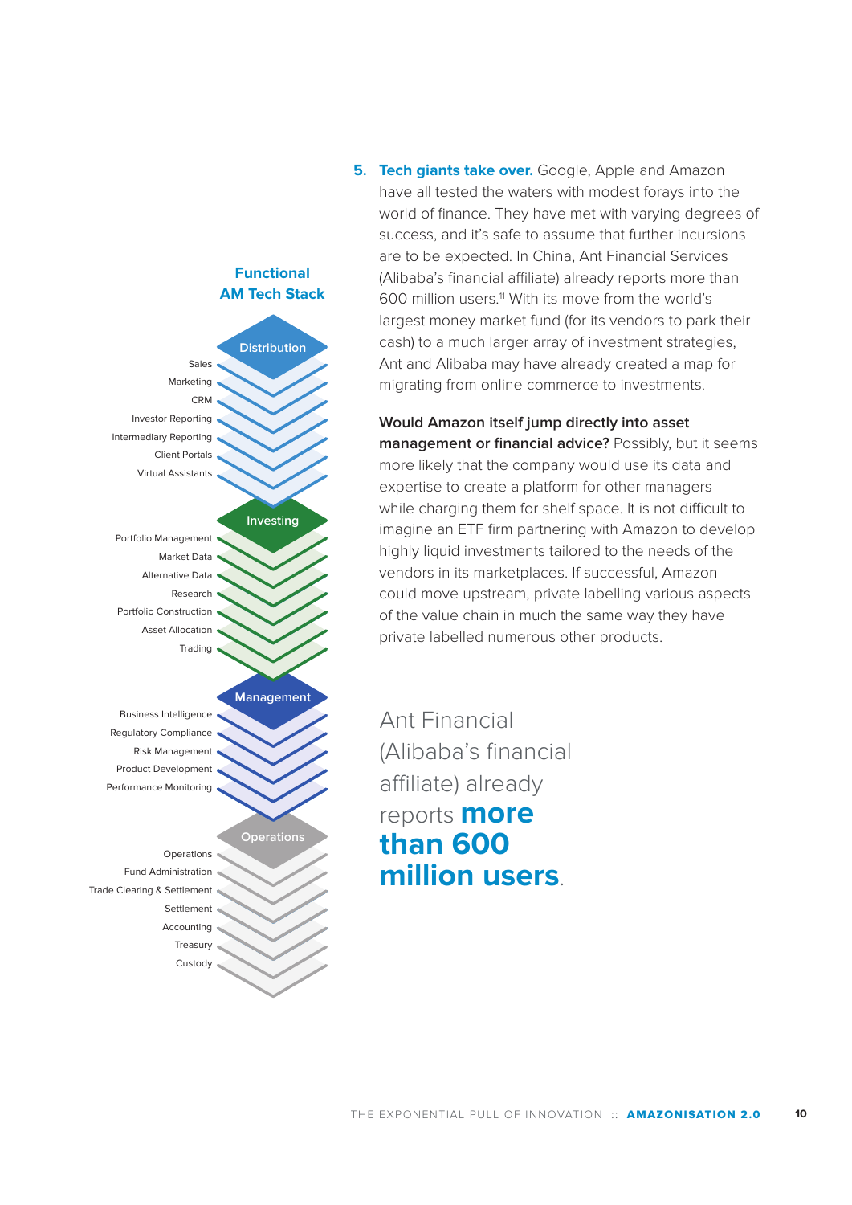## Functional AM Tech Stack

**Distribution**

- Sales
- Marketing
- CRM
- Investor Reporting
- Intermediary Reporting
- Client Portals
- Virtual Assistants

**Investing**

- Portfolio Management
- Market Data
- Alternative Data
- Research
- Portfolio Construction
- Asset Allocation
- Trading

**Management**

- Business Intelligence
- Regulatory Compliance
- Risk Management
- Product Development
- Performance Monitoring

**Operations**

- Operations
- Fund Administration
- Trade Clearing & Settlement
- Settlement
- Accounting
- Treasury
- Custody

5. **Tech giants take over.** Google, Apple and Amazon have all tested the waters with modest forays into the world of finance. They have met with varying degrees of success, and it's safe to assume that further incursions are to be expected. In China, Ant Financial Services (Alibaba's financial affiliate) already reports more than 600 million users.[11] With its move from the world's largest money market fund (for its vendors to park their cash) to a much larger array of investment strategies, Ant and Alibaba may have already created a map for migrating from online commerce to investments.

**Would Amazon itself jump directly into asset management or financial advice?** Possibly, but it seems more likely that the company would use its data and expertise to create a platform for other managers while charging them for shelf space. It is not difficult to imagine an ETF firm partnering with Amazon to develop highly liquid investments tailored to the needs of the vendors in its marketplaces. If successful, Amazon could move upstream, private labelling various aspects of the value chain in much the same way they have private labelled numerous other products.

> Ant Financial (Alibaba's financial affiliate) already reports **more than 600 million users**.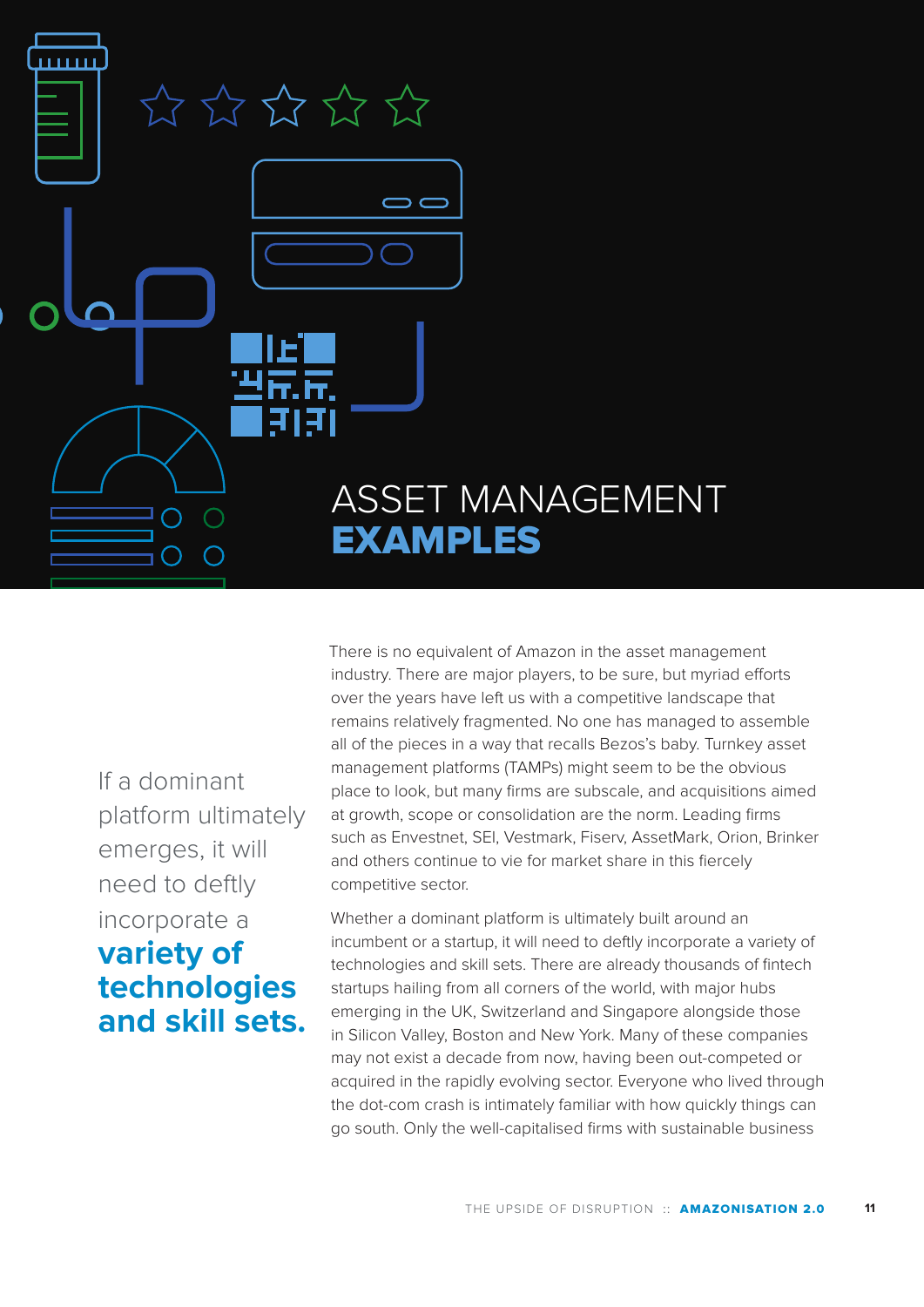# ASSET MANAGEMENT **EXAMPLES**

> If a dominant platform ultimately emerges, it will need to deftly incorporate a **variety of technologies and skill sets.**

There is no equivalent of Amazon in the asset management industry. There are major players, to be sure, but myriad efforts over the years have left us with a competitive landscape that remains relatively fragmented. No one has managed to assemble all of the pieces in a way that recalls Bezos's baby. Turnkey asset management platforms (TAMPs) might seem to be the obvious place to look, but many firms are subscale, and acquisitions aimed at growth, scope or consolidation are the norm. Leading firms such as Envestnet, SEI, Vestmark, Fiserv, AssetMark, Orion, Brinker and others continue to vie for market share in this fiercely competitive sector.

Whether a dominant platform is ultimately built around an incumbent or a startup, it will need to deftly incorporate a variety of technologies and skill sets. There are already thousands of fintech startups hailing from all corners of the world, with major hubs emerging in the UK, Switzerland and Singapore alongside those in Silicon Valley, Boston and New York. Many of these companies may not exist a decade from now, having been out-competed or acquired in the rapidly evolving sector. Everyone who lived through the dot-com crash is intimately familiar with how quickly things can go south. Only the well-capitalised firms with sustainable business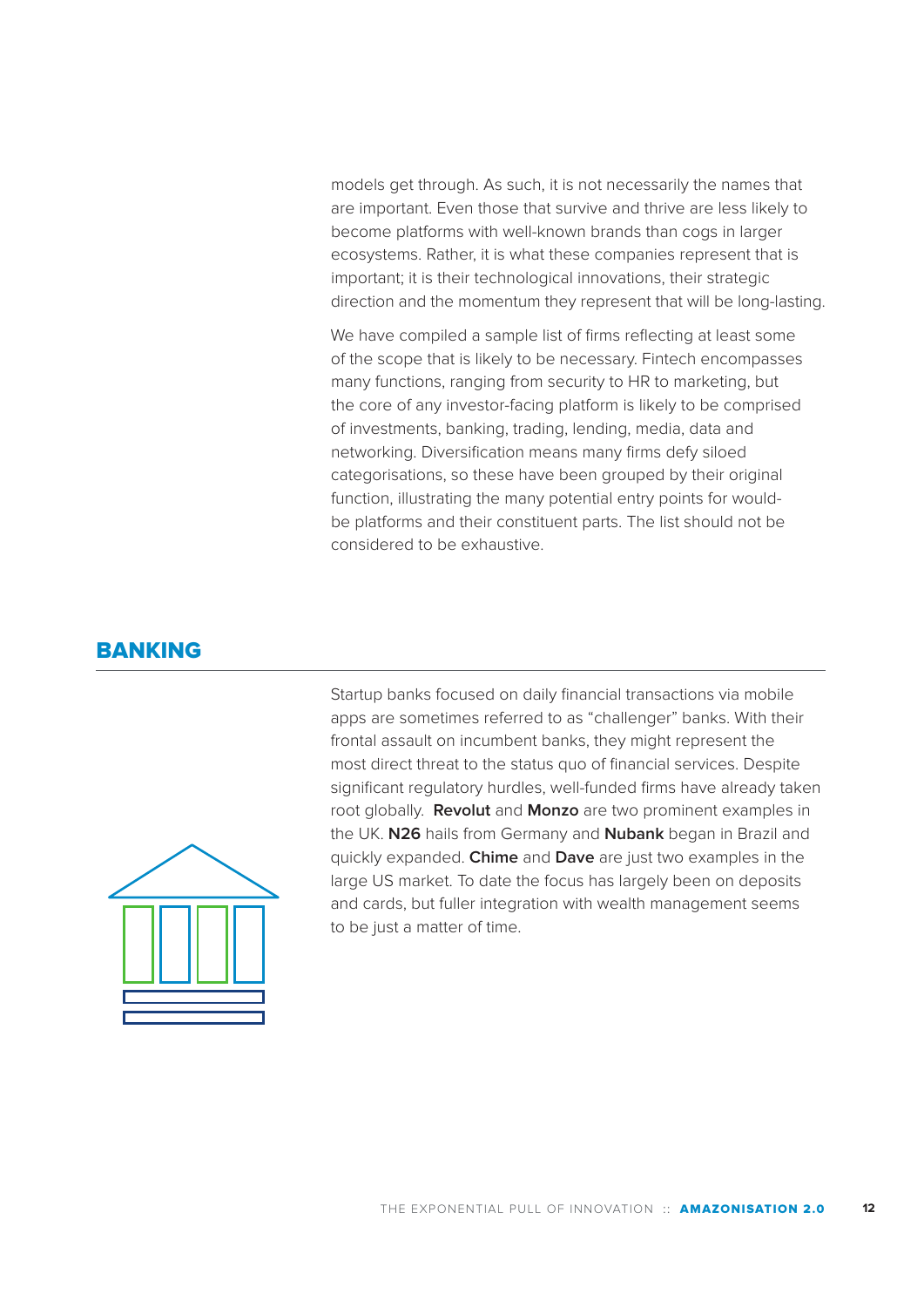models get through. As such, it is not necessarily the names that are important. Even those that survive and thrive are less likely to become platforms with well-known brands than cogs in larger ecosystems. Rather, it is what these companies represent that is important; it is their technological innovations, their strategic direction and the momentum they represent that will be long-lasting.

We have compiled a sample list of firms reflecting at least some of the scope that is likely to be necessary. Fintech encompasses many functions, ranging from security to HR to marketing, but the core of any investor-facing platform is likely to be comprised of investments, banking, trading, lending, media, data and networking. Diversification means many firms defy siloed categorisations, so these have been grouped by their original function, illustrating the many potential entry points for would-be platforms and their constituent parts. The list should not be considered to be exhaustive.

## BANKING

Startup banks focused on daily financial transactions via mobile apps are sometimes referred to as "challenger" banks. With their frontal assault on incumbent banks, they might represent the most direct threat to the status quo of financial services. Despite significant regulatory hurdles, well-funded firms have already taken root globally. **Revolut** and **Monzo** are two prominent examples in the UK. **N26** hails from Germany and **Nubank** began in Brazil and quickly expanded. **Chime** and **Dave** are just two examples in the large US market. To date the focus has largely been on deposits and cards, but fuller integration with wealth management seems to be just a matter of time.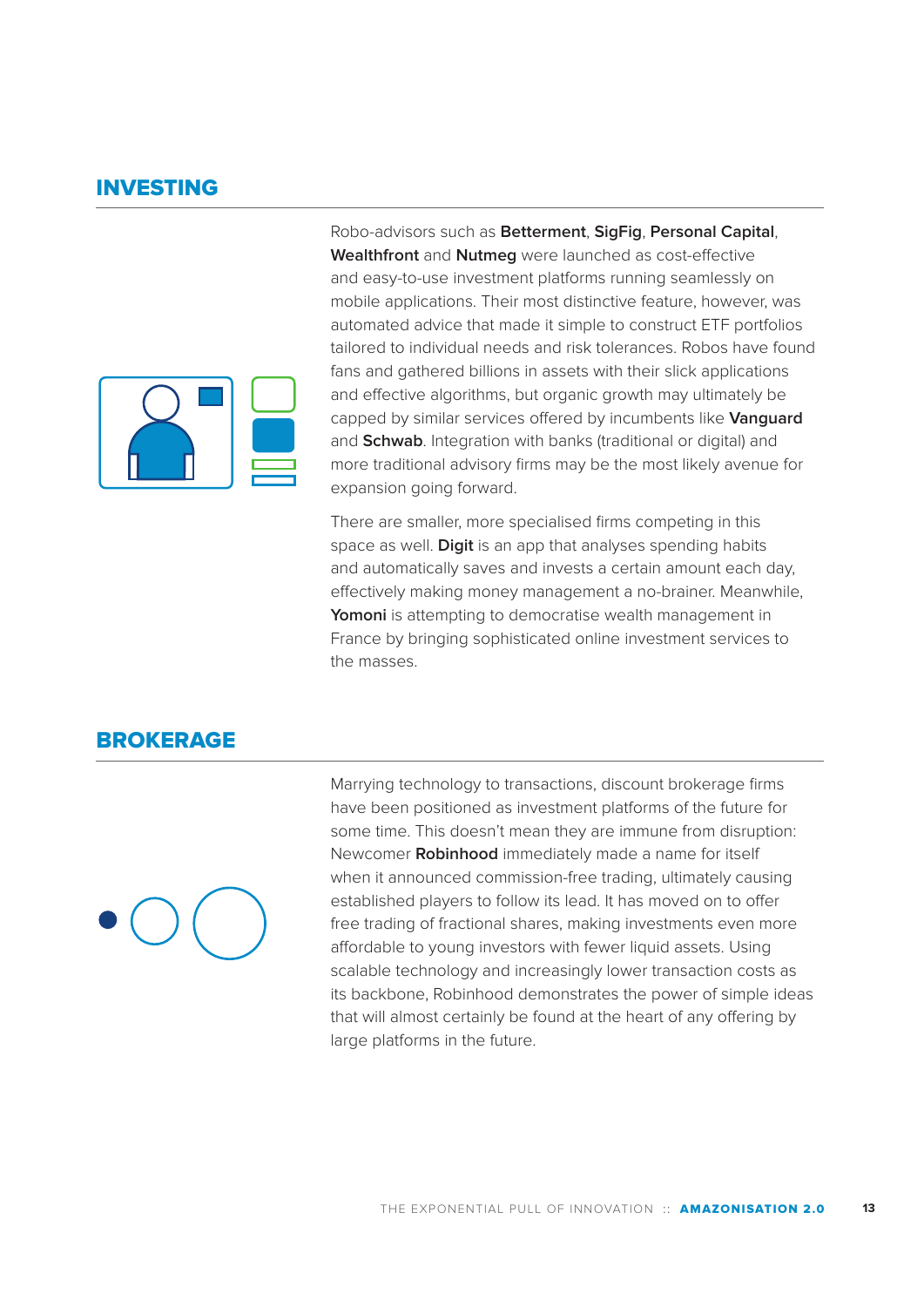## INVESTING

Robo-advisors such as **Betterment**, **SigFig**, **Personal Capital**, **Wealthfront** and **Nutmeg** were launched as cost-effective and easy-to-use investment platforms running seamlessly on mobile applications. Their most distinctive feature, however, was automated advice that made it simple to construct ETF portfolios tailored to individual needs and risk tolerances. Robos have found fans and gathered billions in assets with their slick applications and effective algorithms, but organic growth may ultimately be capped by similar services offered by incumbents like **Vanguard** and **Schwab**. Integration with banks (traditional or digital) and more traditional advisory firms may be the most likely avenue for expansion going forward.

There are smaller, more specialised firms competing in this space as well. **Digit** is an app that analyses spending habits and automatically saves and invests a certain amount each day, effectively making money management a no-brainer. Meanwhile, **Yomoni** is attempting to democratise wealth management in France by bringing sophisticated online investment services to the masses.

## BROKERAGE

Marrying technology to transactions, discount brokerage firms have been positioned as investment platforms of the future for some time. This doesn't mean they are immune from disruption: Newcomer **Robinhood** immediately made a name for itself when it announced commission-free trading, ultimately causing established players to follow its lead. It has moved on to offer free trading of fractional shares, making investments even more affordable to young investors with fewer liquid assets. Using scalable technology and increasingly lower transaction costs as its backbone, Robinhood demonstrates the power of simple ideas that will almost certainly be found at the heart of any offering by large platforms in the future.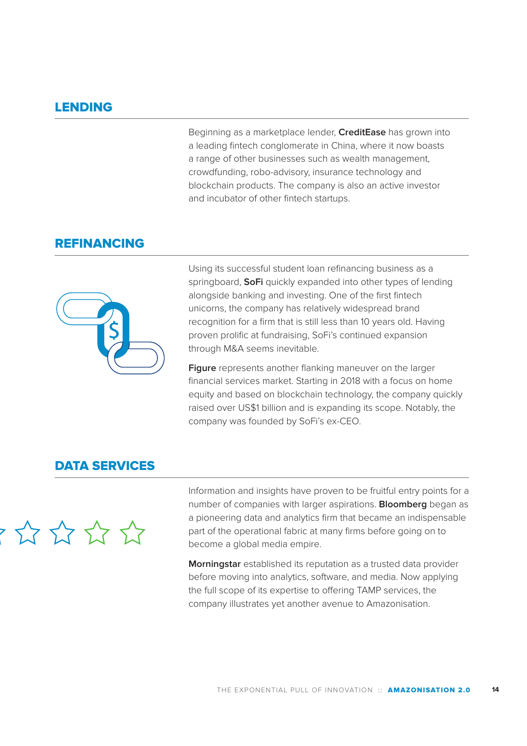## LENDING

Beginning as a marketplace lender, **CreditEase** has grown into a leading fintech conglomerate in China, where it now boasts a range of other businesses such as wealth management, crowdfunding, robo-advisory, insurance technology and blockchain products. The company is also an active investor and incubator of other fintech startups.

## REFINANCING

Using its successful student loan refinancing business as a springboard, **SoFi** quickly expanded into other types of lending alongside banking and investing. One of the first fintech unicorns, the company has relatively widespread brand recognition for a firm that is still less than 10 years old. Having proven prolific at fundraising, SoFi's continued expansion through M&A seems inevitable.

**Figure** represents another flanking maneuver on the larger financial services market. Starting in 2018 with a focus on home equity and based on blockchain technology, the company quickly raised over US$1 billion and is expanding its scope. Notably, the company was founded by SoFi's ex-CEO.

## DATA SERVICES

Information and insights have proven to be fruitful entry points for a number of companies with larger aspirations. **Bloomberg** began as a pioneering data and analytics firm that became an indispensable part of the operational fabric at many firms before going on to become a global media empire.

**Morningstar** established its reputation as a trusted data provider before moving into analytics, software, and media. Now applying the full scope of its expertise to offering TAMP services, the company illustrates yet another avenue to Amazonisation.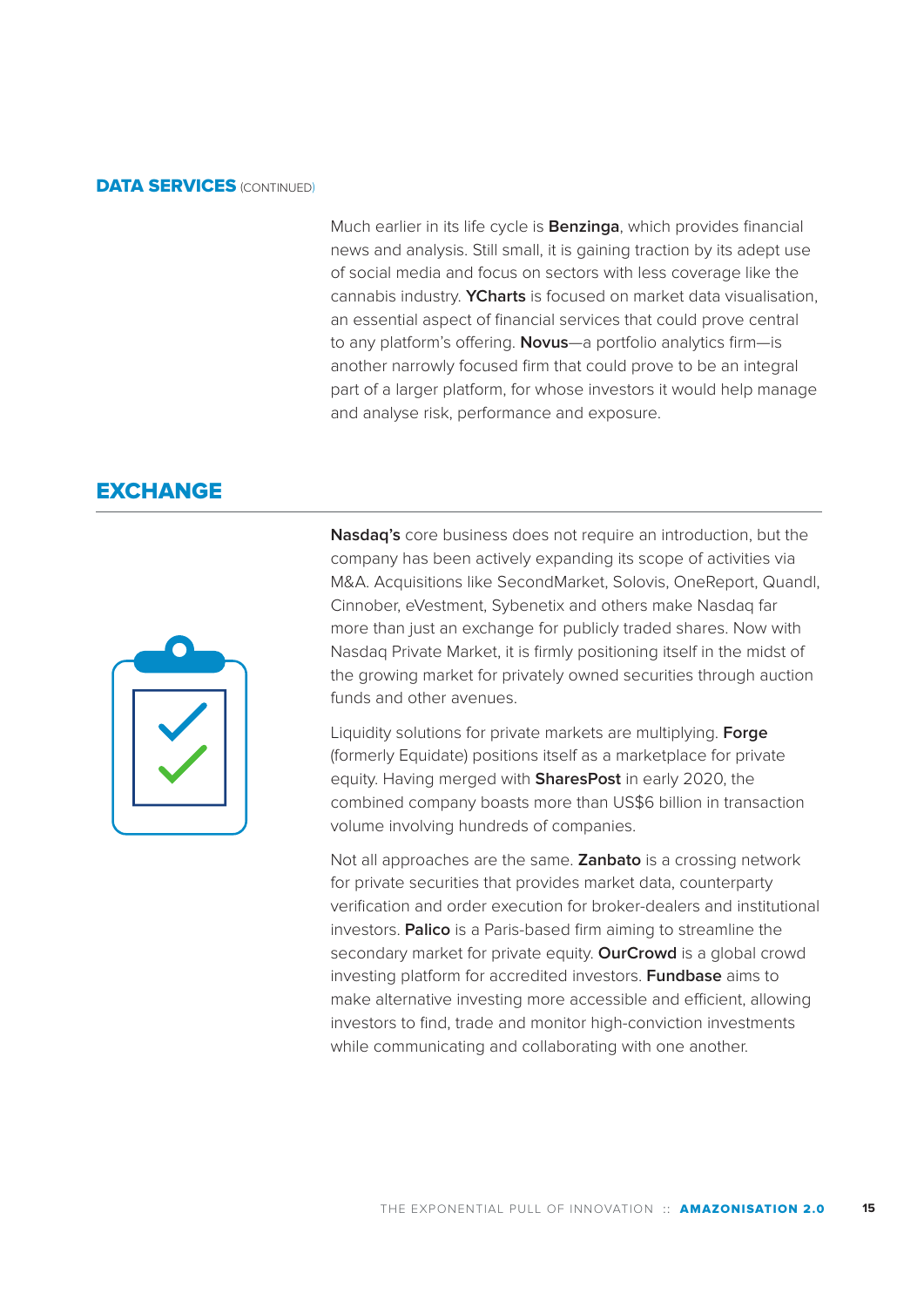## DATA SERVICES (CONTINUED)

Much earlier in its life cycle is **Benzinga**, which provides financial news and analysis. Still small, it is gaining traction by its adept use of social media and focus on sectors with less coverage like the cannabis industry. **YCharts** is focused on market data visualisation, an essential aspect of financial services that could prove central to any platform's offering. **Novus**—a portfolio analytics firm—is another narrowly focused firm that could prove to be an integral part of a larger platform, for whose investors it would help manage and analyse risk, performance and exposure.

## EXCHANGE

**Nasdaq's** core business does not require an introduction, but the company has been actively expanding its scope of activities via M&A. Acquisitions like SecondMarket, Solovis, OneReport, Quandl, Cinnober, eVestment, Sybenetix and others make Nasdaq far more than just an exchange for publicly traded shares. Now with Nasdaq Private Market, it is firmly positioning itself in the midst of the growing market for privately owned securities through auction funds and other avenues.

Liquidity solutions for private markets are multiplying. **Forge** (formerly Equidate) positions itself as a marketplace for private equity. Having merged with **SharesPost** in early 2020, the combined company boasts more than US$6 billion in transaction volume involving hundreds of companies.

Not all approaches are the same. **Zanbato** is a crossing network for private securities that provides market data, counterparty verification and order execution for broker-dealers and institutional investors. **Palico** is a Paris-based firm aiming to streamline the secondary market for private equity. **OurCrowd** is a global crowd investing platform for accredited investors. **Fundbase** aims to make alternative investing more accessible and efficient, allowing investors to find, trade and monitor high-conviction investments while communicating and collaborating with one another.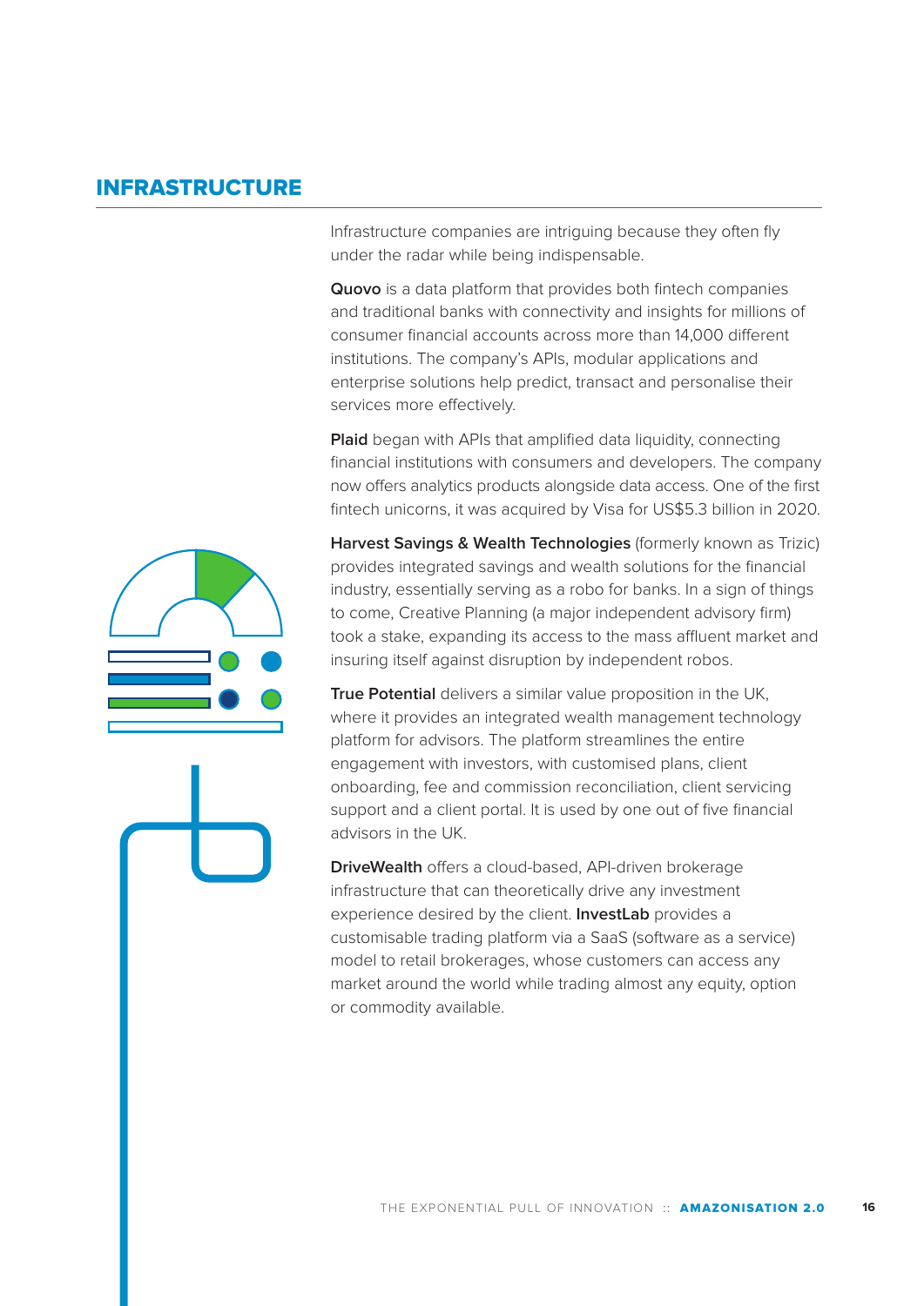## INFRASTRUCTURE

Infrastructure companies are intriguing because they often fly under the radar while being indispensable.

**Quovo** is a data platform that provides both fintech companies and traditional banks with connectivity and insights for millions of consumer financial accounts across more than 14,000 different institutions. The company's APIs, modular applications and enterprise solutions help predict, transact and personalise their services more effectively.

**Plaid** began with APIs that amplified data liquidity, connecting financial institutions with consumers and developers. The company now offers analytics products alongside data access. One of the first fintech unicorns, it was acquired by Visa for US$5.3 billion in 2020.

**Harvest Savings & Wealth Technologies** (formerly known as Trizic) provides integrated savings and wealth solutions for the financial industry, essentially serving as a robo for banks. In a sign of things to come, Creative Planning (a major independent advisory firm) took a stake, expanding its access to the mass affluent market and insuring itself against disruption by independent robos.

**True Potential** delivers a similar value proposition in the UK, where it provides an integrated wealth management technology platform for advisors. The platform streamlines the entire engagement with investors, with customised plans, client onboarding, fee and commission reconciliation, client servicing support and a client portal. It is used by one out of five financial advisors in the UK.

**DriveWealth** offers a cloud-based, API-driven brokerage infrastructure that can theoretically drive any investment experience desired by the client. **InvestLab** provides a customisable trading platform via a SaaS (software as a service) model to retail brokerages, whose customers can access any market around the world while trading almost any equity, option or commodity available.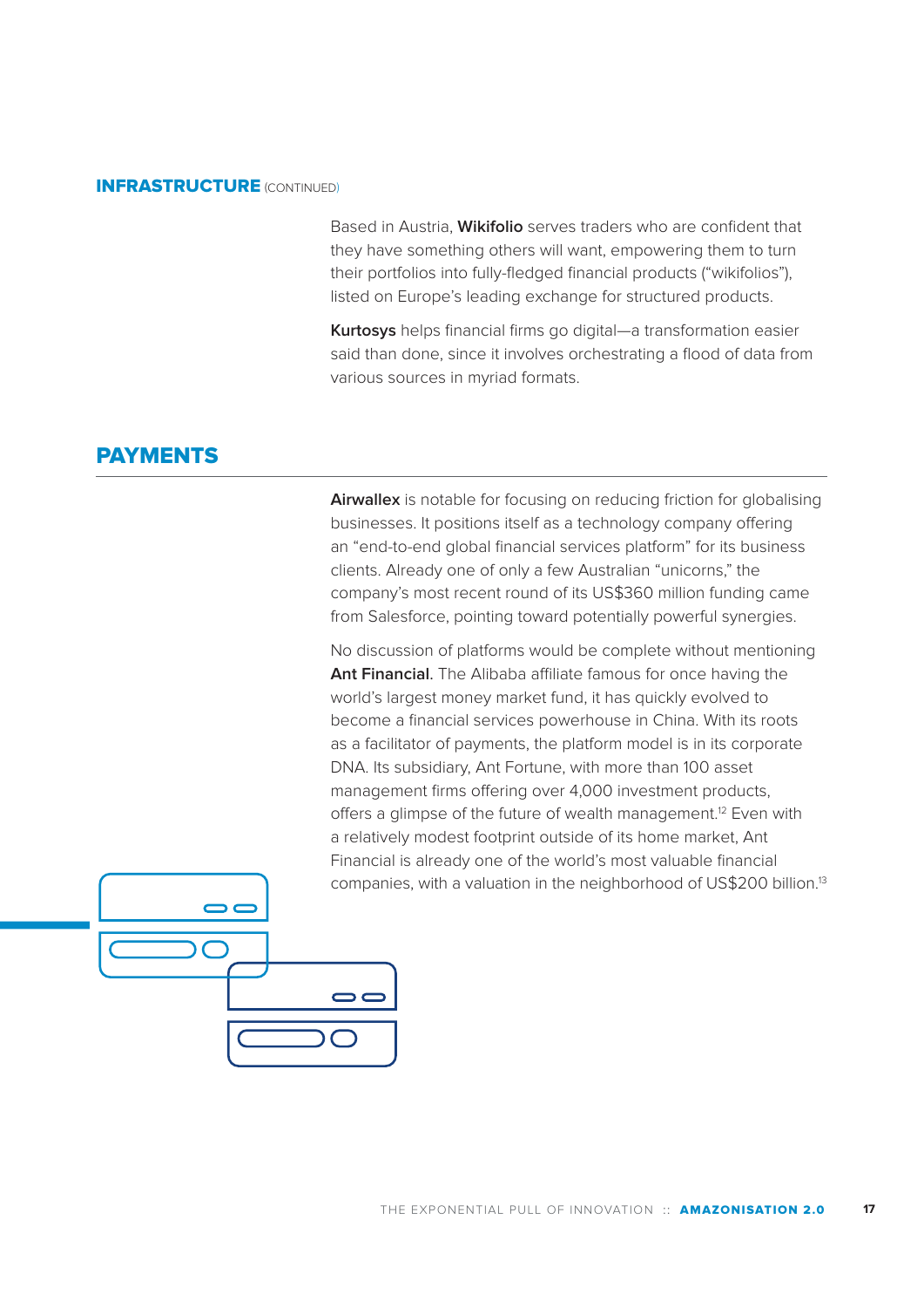## INFRASTRUCTURE (CONTINUED)

Based in Austria, **Wikifolio** serves traders who are confident that they have something others will want, empowering them to turn their portfolios into fully-fledged financial products ("wikifolios"), listed on Europe's leading exchange for structured products.

**Kurtosys** helps financial firms go digital—a transformation easier said than done, since it involves orchestrating a flood of data from various sources in myriad formats.

## PAYMENTS

**Airwallex** is notable for focusing on reducing friction for globalising businesses. It positions itself as a technology company offering an "end-to-end global financial services platform" for its business clients. Already one of only a few Australian "unicorns," the company's most recent round of its US$360 million funding came from Salesforce, pointing toward potentially powerful synergies.

No discussion of platforms would be complete without mentioning **Ant Financial**. The Alibaba affiliate famous for once having the world's largest money market fund, it has quickly evolved to become a financial services powerhouse in China. With its roots as a facilitator of payments, the platform model is in its corporate DNA. Its subsidiary, Ant Fortune, with more than 100 asset management firms offering over 4,000 investment products, offers a glimpse of the future of wealth management.[12] Even with a relatively modest footprint outside of its home market, Ant Financial is already one of the world's most valuable financial companies, with a valuation in the neighborhood of US$200 billion.[13]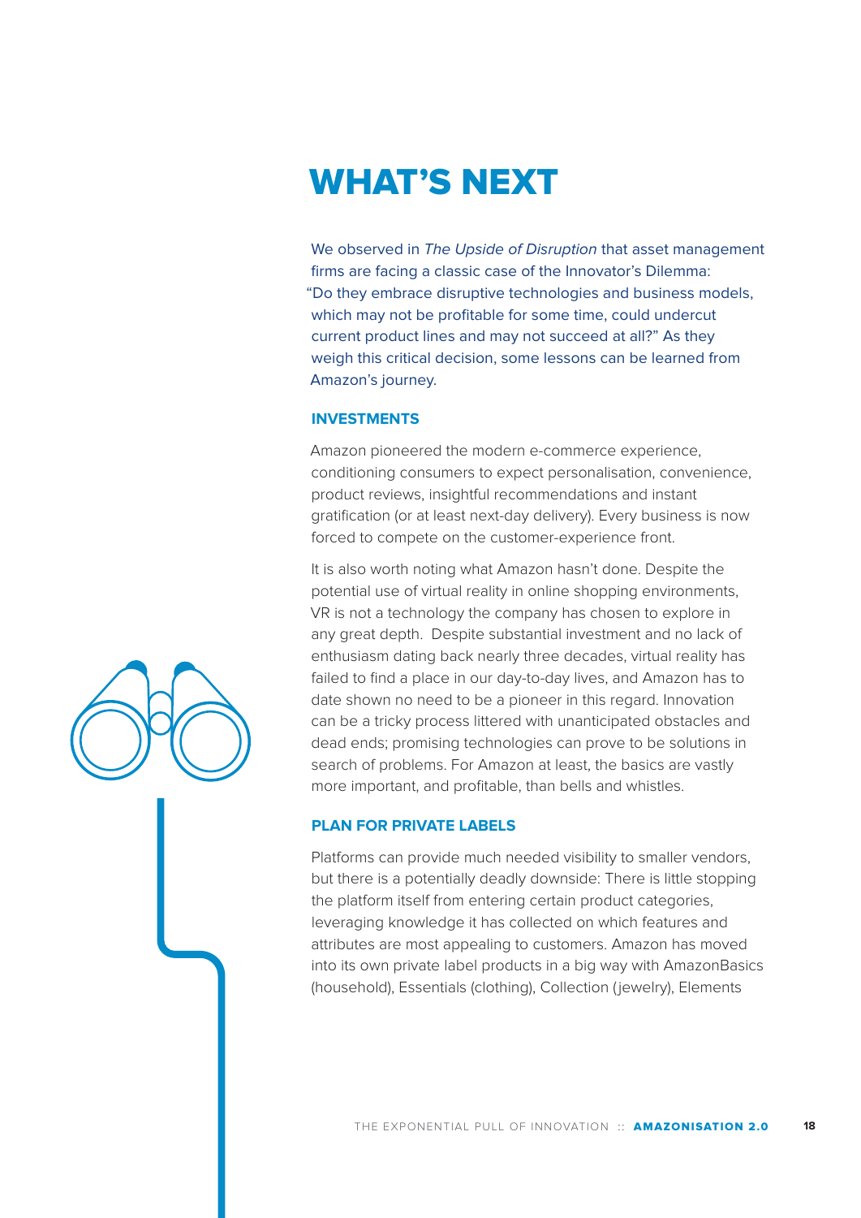# WHAT'S NEXT

We observed in *The Upside of Disruption* that asset management firms are facing a classic case of the Innovator's Dilemma: "Do they embrace disruptive technologies and business models, which may not be profitable for some time, could undercut current product lines and may not succeed at all?" As they weigh this critical decision, some lessons can be learned from Amazon's journey.

## INVESTMENTS

Amazon pioneered the modern e-commerce experience, conditioning consumers to expect personalisation, convenience, product reviews, insightful recommendations and instant gratification (or at least next-day delivery). Every business is now forced to compete on the customer-experience front.

It is also worth noting what Amazon hasn't done. Despite the potential use of virtual reality in online shopping environments, VR is not a technology the company has chosen to explore in any great depth. Despite substantial investment and no lack of enthusiasm dating back nearly three decades, virtual reality has failed to find a place in our day-to-day lives, and Amazon has to date shown no need to be a pioneer in this regard. Innovation can be a tricky process littered with unanticipated obstacles and dead ends; promising technologies can prove to be solutions in search of problems. For Amazon at least, the basics are vastly more important, and profitable, than bells and whistles.

## PLAN FOR PRIVATE LABELS

Platforms can provide much needed visibility to smaller vendors, but there is a potentially deadly downside: There is little stopping the platform itself from entering certain product categories, leveraging knowledge it has collected on which features and attributes are most appealing to customers. Amazon has moved into its own private label products in a big way with AmazonBasics (household), Essentials (clothing), Collection (jewelry), Elements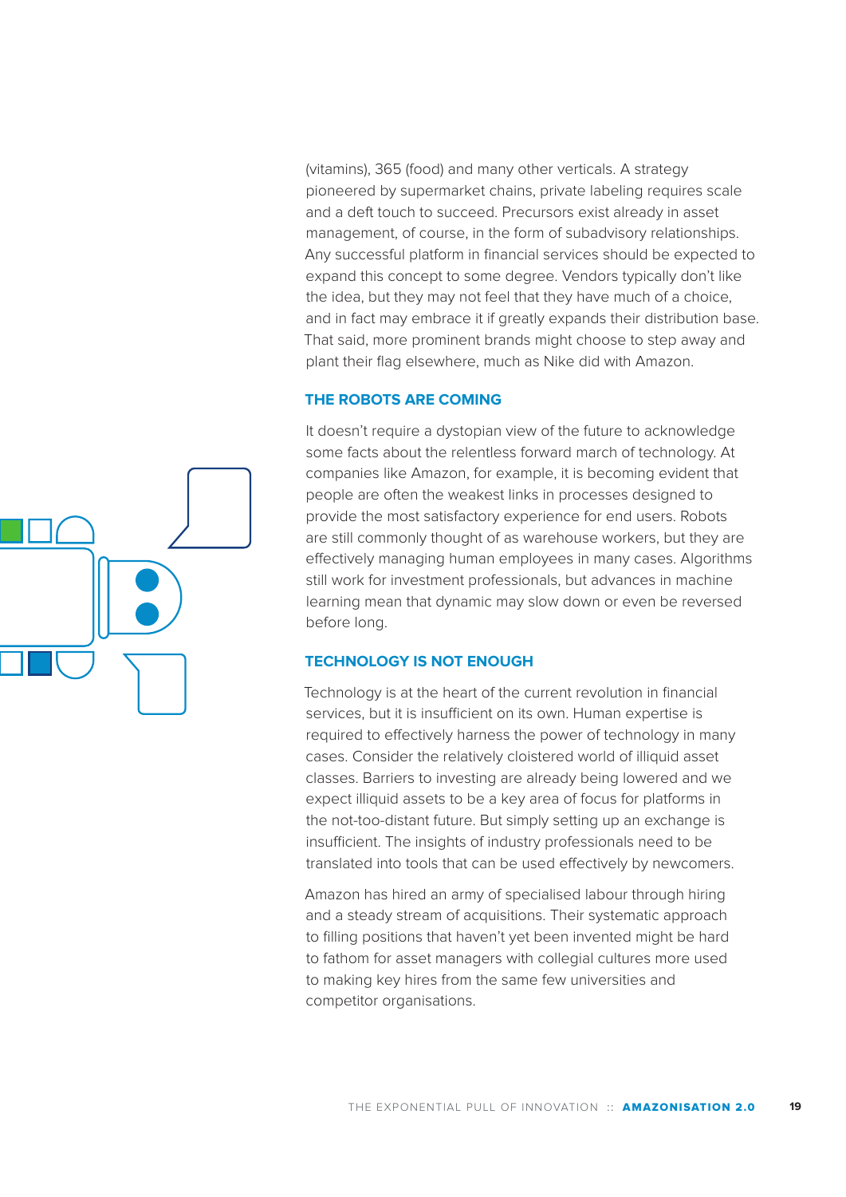(vitamins), 365 (food) and many other verticals. A strategy pioneered by supermarket chains, private labeling requires scale and a deft touch to succeed. Precursors exist already in asset management, of course, in the form of subadvisory relationships. Any successful platform in financial services should be expected to expand this concept to some degree. Vendors typically don't like the idea, but they may not feel that they have much of a choice, and in fact may embrace it if greatly expands their distribution base. That said, more prominent brands might choose to step away and plant their flag elsewhere, much as Nike did with Amazon.

### THE ROBOTS ARE COMING

It doesn't require a dystopian view of the future to acknowledge some facts about the relentless forward march of technology. At companies like Amazon, for example, it is becoming evident that people are often the weakest links in processes designed to provide the most satisfactory experience for end users. Robots are still commonly thought of as warehouse workers, but they are effectively managing human employees in many cases. Algorithms still work for investment professionals, but advances in machine learning mean that dynamic may slow down or even be reversed before long.

### TECHNOLOGY IS NOT ENOUGH

Technology is at the heart of the current revolution in financial services, but it is insufficient on its own. Human expertise is required to effectively harness the power of technology in many cases. Consider the relatively cloistered world of illiquid asset classes. Barriers to investing are already being lowered and we expect illiquid assets to be a key area of focus for platforms in the not-too-distant future. But simply setting up an exchange is insufficient. The insights of industry professionals need to be translated into tools that can be used effectively by newcomers.

Amazon has hired an army of specialised labour through hiring and a steady stream of acquisitions. Their systematic approach to filling positions that haven't yet been invented might be hard to fathom for asset managers with collegial cultures more used to making key hires from the same few universities and competitor organisations.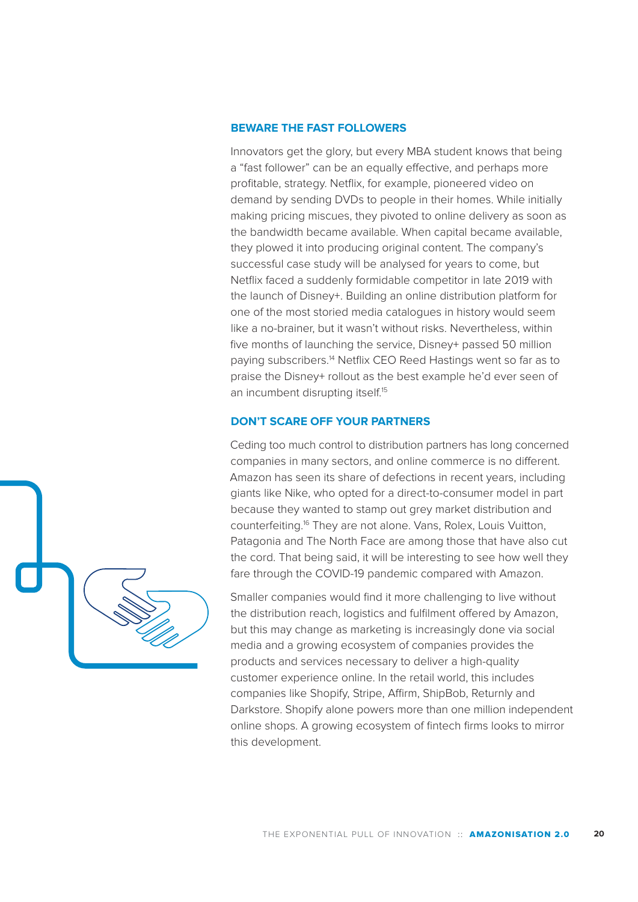## BEWARE THE FAST FOLLOWERS

Innovators get the glory, but every MBA student knows that being a "fast follower" can be an equally effective, and perhaps more profitable, strategy. Netflix, for example, pioneered video on demand by sending DVDs to people in their homes. While initially making pricing miscues, they pivoted to online delivery as soon as the bandwidth became available. When capital became available, they plowed it into producing original content. The company's successful case study will be analysed for years to come, but Netflix faced a suddenly formidable competitor in late 2019 with the launch of Disney+. Building an online distribution platform for one of the most storied media catalogues in history would seem like a no-brainer, but it wasn't without risks. Nevertheless, within five months of launching the service, Disney+ passed 50 million paying subscribers.[14] Netflix CEO Reed Hastings went so far as to praise the Disney+ rollout as the best example he'd ever seen of an incumbent disrupting itself.[15]

## DON'T SCARE OFF YOUR PARTNERS

Ceding too much control to distribution partners has long concerned companies in many sectors, and online commerce is no different. Amazon has seen its share of defections in recent years, including giants like Nike, who opted for a direct-to-consumer model in part because they wanted to stamp out grey market distribution and counterfeiting.[16] They are not alone. Vans, Rolex, Louis Vuitton, Patagonia and The North Face are among those that have also cut the cord. That being said, it will be interesting to see how well they fare through the COVID-19 pandemic compared with Amazon.

Smaller companies would find it more challenging to live without the distribution reach, logistics and fulfilment offered by Amazon, but this may change as marketing is increasingly done via social media and a growing ecosystem of companies provides the products and services necessary to deliver a high-quality customer experience online. In the retail world, this includes companies like Shopify, Stripe, Affirm, ShipBob, Returnly and Darkstore. Shopify alone powers more than one million independent online shops. A growing ecosystem of fintech firms looks to mirror this development.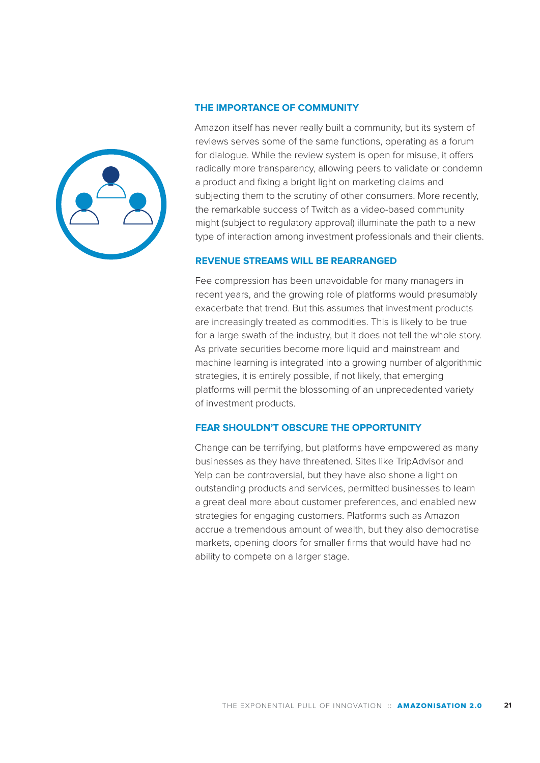## THE IMPORTANCE OF COMMUNITY

Amazon itself has never really built a community, but its system of reviews serves some of the same functions, operating as a forum for dialogue. While the review system is open for misuse, it offers radically more transparency, allowing peers to validate or condemn a product and fixing a bright light on marketing claims and subjecting them to the scrutiny of other consumers. More recently, the remarkable success of Twitch as a video-based community might (subject to regulatory approval) illuminate the path to a new type of interaction among investment professionals and their clients.

## REVENUE STREAMS WILL BE REARRANGED

Fee compression has been unavoidable for many managers in recent years, and the growing role of platforms would presumably exacerbate that trend. But this assumes that investment products are increasingly treated as commodities. This is likely to be true for a large swath of the industry, but it does not tell the whole story. As private securities become more liquid and mainstream and machine learning is integrated into a growing number of algorithmic strategies, it is entirely possible, if not likely, that emerging platforms will permit the blossoming of an unprecedented variety of investment products.

## FEAR SHOULDN'T OBSCURE THE OPPORTUNITY

Change can be terrifying, but platforms have empowered as many businesses as they have threatened. Sites like TripAdvisor and Yelp can be controversial, but they have also shone a light on outstanding products and services, permitted businesses to learn a great deal more about customer preferences, and enabled new strategies for engaging customers. Platforms such as Amazon accrue a tremendous amount of wealth, but they also democratise markets, opening doors for smaller firms that would have had no ability to compete on a larger stage.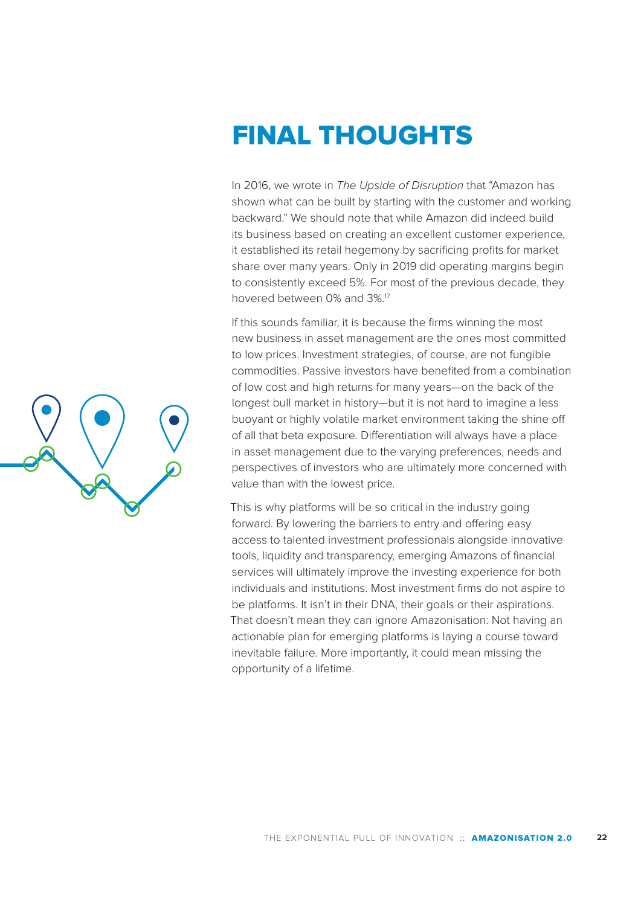# FINAL THOUGHTS

In 2016, we wrote in *The Upside of Disruption* that "Amazon has shown what can be built by starting with the customer and working backward." We should note that while Amazon did indeed build its business based on creating an excellent customer experience, it established its retail hegemony by sacrificing profits for market share over many years. Only in 2019 did operating margins begin to consistently exceed 5%. For most of the previous decade, they hovered between 0% and 3%.[17]

If this sounds familiar, it is because the firms winning the most new business in asset management are the ones most committed to low prices. Investment strategies, of course, are not fungible commodities. Passive investors have benefited from a combination of low cost and high returns for many years—on the back of the longest bull market in history—but it is not hard to imagine a less buoyant or highly volatile market environment taking the shine off of all that beta exposure. Differentiation will always have a place in asset management due to the varying preferences, needs and perspectives of investors who are ultimately more concerned with value than with the lowest price.

This is why platforms will be so critical in the industry going forward. By lowering the barriers to entry and offering easy access to talented investment professionals alongside innovative tools, liquidity and transparency, emerging Amazons of financial services will ultimately improve the investing experience for both individuals and institutions. Most investment firms do not aspire to be platforms. It isn't in their DNA, their goals or their aspirations. That doesn't mean they can ignore Amazonisation: Not having an actionable plan for emerging platforms is laying a course toward inevitable failure. More importantly, it could mean missing the opportunity of a lifetime.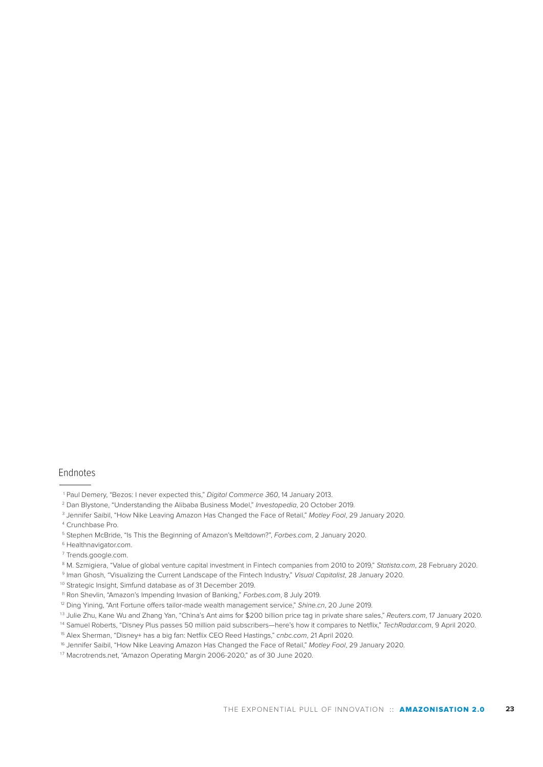## Endnotes

[1] Paul Demery, "Bezos: I never expected this," *Digital Commerce 360*, 14 January 2013.

[2] Dan Blystone, "Understanding the Alibaba Business Model," *Investopedia*, 20 October 2019.

[3] Jennifer Saibil, "How Nike Leaving Amazon Has Changed the Face of Retail," *Motley Fool*, 29 January 2020.

[4] Crunchbase Pro.

[5] Stephen McBride, "Is This the Beginning of Amazon's Meltdown?", *Forbes.com*, 2 January 2020.

[6] Healthnavigator.com.

[7] Trends.google.com.

[8] M. Szmigiera, "Value of global venture capital investment in Fintech companies from 2010 to 2019," *Statista.com*, 28 February 2020.

[9] Iman Ghosh, "Visualizing the Current Landscape of the Fintech Industry," *Visual Capitalist*, 28 January 2020.

[10] Strategic Insight, Simfund database as of 31 December 2019.

[11] Ron Shevlin, "Amazon's Impending Invasion of Banking," *Forbes.com*, 8 July 2019.

[12] Ding Yining, "Ant Fortune offers tailor-made wealth management service," *Shine.cn*, 20 June 2019.

[13] Julie Zhu, Kane Wu and Zhang Yan, "China's Ant aims for $200 billion price tag in private share sales," *Reuters.com*, 17 January 2020.

[14] Samuel Roberts, "Disney Plus passes 50 million paid subscribers—here's how it compares to Netflix," *TechRadar.com*, 9 April 2020.

[15] Alex Sherman, "Disney+ has a big fan: Netflix CEO Reed Hastings," *cnbc.com*, 21 April 2020.

[16] Jennifer Saibil, "How Nike Leaving Amazon Has Changed the Face of Retail," *Motley Fool*, 29 January 2020.

[17] Macrotrends.net, "Amazon Operating Margin 2006-2020," as of 30 June 2020.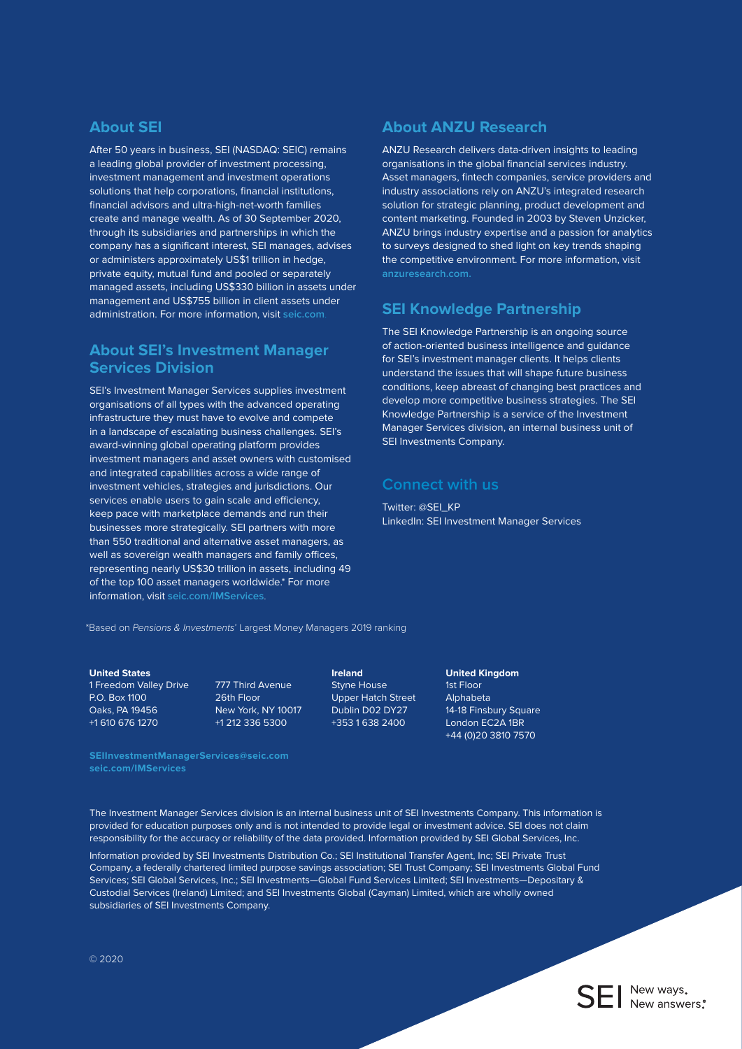## About SEI

After 50 years in business, SEI (NASDAQ: SEIC) remains a leading global provider of investment processing, investment management and investment operations solutions that help corporations, financial institutions, financial advisors and ultra-high-net-worth families create and manage wealth. As of 30 September 2020, through its subsidiaries and partnerships in which the company has a significant interest, SEI manages, advises or administers approximately US$1 trillion in hedge, private equity, mutual fund and pooled or separately managed assets, including US$330 billion in assets under management and US$755 billion in client assets under administration. For more information, visit seic.com.

## About SEI's Investment Manager Services Division

SEI's Investment Manager Services supplies investment organisations of all types with the advanced operating infrastructure they must have to evolve and compete in a landscape of escalating business challenges. SEI's award-winning global operating platform provides investment managers and asset owners with customised and integrated capabilities across a wide range of investment vehicles, strategies and jurisdictions. Our services enable users to gain scale and efficiency, keep pace with marketplace demands and run their businesses more strategically. SEI partners with more than 550 traditional and alternative asset managers, as well as sovereign wealth managers and family offices, representing nearly US$30 trillion in assets, including 49 of the top 100 asset managers worldwide.* For more information, visit seic.com/IMServices.

## About ANZU Research

ANZU Research delivers data-driven insights to leading organisations in the global financial services industry. Asset managers, fintech companies, service providers and industry associations rely on ANZU's integrated research solution for strategic planning, product development and content marketing. Founded in 2003 by Steven Unzicker, ANZU brings industry expertise and a passion for analytics to surveys designed to shed light on key trends shaping the competitive environment. For more information, visit anzuresearch.com.

## SEI Knowledge Partnership

The SEI Knowledge Partnership is an ongoing source of action-oriented business intelligence and guidance for SEI's investment manager clients. It helps clients understand the issues that will shape future business conditions, keep abreast of changing best practices and develop more competitive business strategies. The SEI Knowledge Partnership is a service of the Investment Manager Services division, an internal business unit of SEI Investments Company.

## Connect with us

Twitter: @SEI_KP
LinkedIn: SEI Investment Manager Services

*Based on *Pensions & Investments'* Largest Money Managers 2019 ranking

**United States**
1 Freedom Valley Drive
P.O. Box 1100
Oaks, PA 19456
+1 610 676 1270

777 Third Avenue
26th Floor
New York, NY 10017
+1 212 336 5300

**Ireland**
Styne House
Upper Hatch Street
Dublin D02 DY27
+353 1 638 2400

**United Kingdom**
1st Floor
Alphabeta
14-18 Finsbury Square
London EC2A 1BR
+44 (0)20 3810 7570

**SEIInvestmentManagerServices@seic.com**
**seic.com/IMServices**

The Investment Manager Services division is an internal business unit of SEI Investments Company. This information is provided for education purposes only and is not intended to provide legal or investment advice. SEI does not claim responsibility for the accuracy or reliability of the data provided. Information provided by SEI Global Services, Inc.

Information provided by SEI Investments Distribution Co.; SEI Institutional Transfer Agent, Inc; SEI Private Trust Company, a federally chartered limited purpose savings association; SEI Trust Company; SEI Investments Global Fund Services; SEI Global Services, Inc.; SEI Investments—Global Fund Services Limited; SEI Investments—Depositary & Custodial Services (Ireland) Limited; and SEI Investments Global (Cayman) Limited, which are wholly owned subsidiaries of SEI Investments Company.

© 2020

SEI New ways. New answers.®